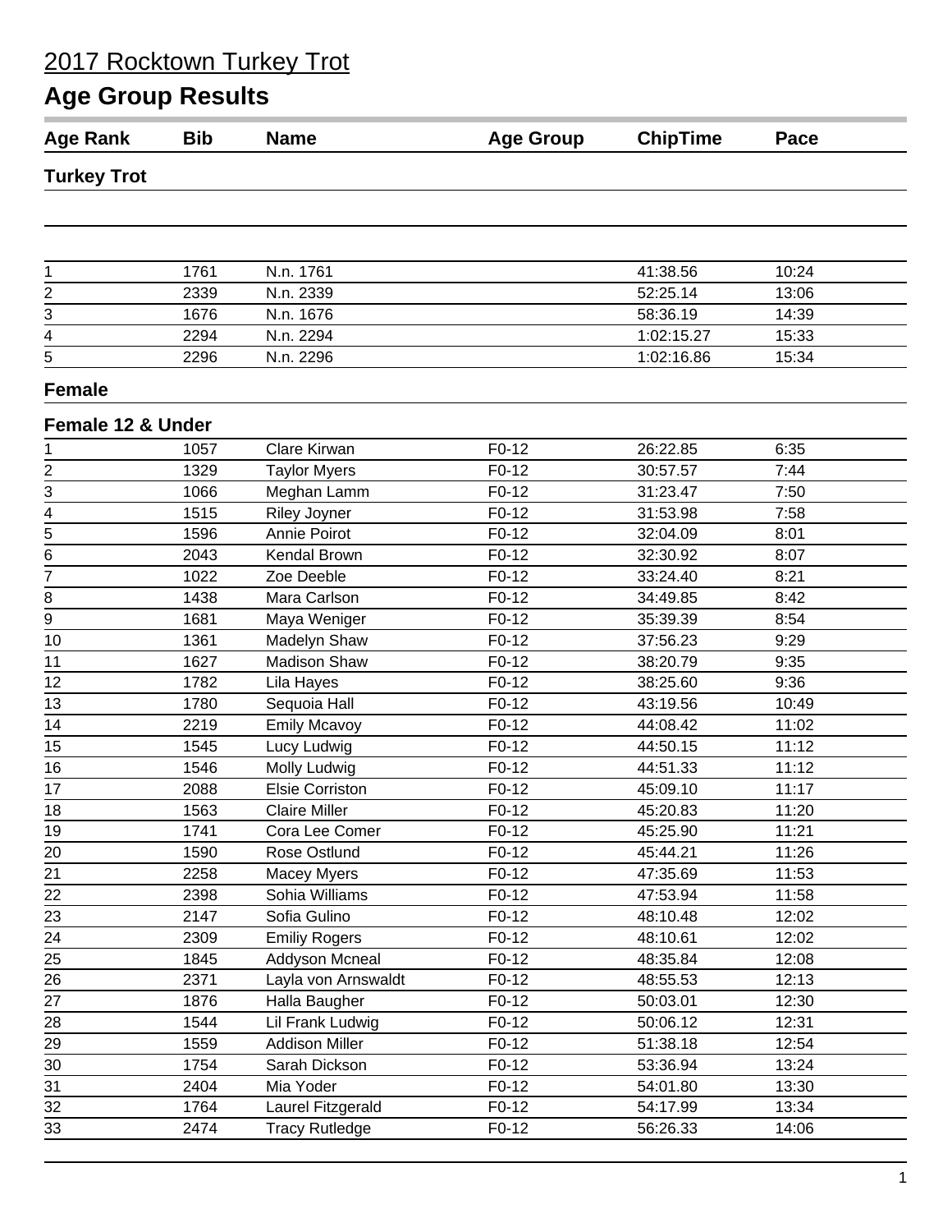# 2017 Rocktown Turkey Trot

## Age Group Results

| Age Rank | Bib | Name | Age Group | ChipTime | Pace |
|---|---|---|---|---|---|
| **Turkey Trot** | | | | | |
| 1 | 1761 | N.n. 1761 | | 41:38.56 | 10:24 |
| 2 | 2339 | N.n. 2339 | | 52:25.14 | 13:06 |
| 3 | 1676 | N.n. 1676 | | 58:36.19 | 14:39 |
| 4 | 2294 | N.n. 2294 | | 1:02:15.27 | 15:33 |
| 5 | 2296 | N.n. 2296 | | 1:02:16.86 | 15:34 |
| **Female** | | | | | |
| **Female 12 & Under** | | | | | |
| 1 | 1057 | Clare Kirwan | F0-12 | 26:22.85 | 6:35 |
| 2 | 1329 | Taylor Myers | F0-12 | 30:57.57 | 7:44 |
| 3 | 1066 | Meghan Lamm | F0-12 | 31:23.47 | 7:50 |
| 4 | 1515 | Riley Joyner | F0-12 | 31:53.98 | 7:58 |
| 5 | 1596 | Annie Poirot | F0-12 | 32:04.09 | 8:01 |
| 6 | 2043 | Kendal Brown | F0-12 | 32:30.92 | 8:07 |
| 7 | 1022 | Zoe Deeble | F0-12 | 33:24.40 | 8:21 |
| 8 | 1438 | Mara Carlson | F0-12 | 34:49.85 | 8:42 |
| 9 | 1681 | Maya Weniger | F0-12 | 35:39.39 | 8:54 |
| 10 | 1361 | Madelyn Shaw | F0-12 | 37:56.23 | 9:29 |
| 11 | 1627 | Madison Shaw | F0-12 | 38:20.79 | 9:35 |
| 12 | 1782 | Lila Hayes | F0-12 | 38:25.60 | 9:36 |
| 13 | 1780 | Sequoia Hall | F0-12 | 43:19.56 | 10:49 |
| 14 | 2219 | Emily Mcavoy | F0-12 | 44:08.42 | 11:02 |
| 15 | 1545 | Lucy Ludwig | F0-12 | 44:50.15 | 11:12 |
| 16 | 1546 | Molly Ludwig | F0-12 | 44:51.33 | 11:12 |
| 17 | 2088 | Elsie Corriston | F0-12 | 45:09.10 | 11:17 |
| 18 | 1563 | Claire Miller | F0-12 | 45:20.83 | 11:20 |
| 19 | 1741 | Cora Lee Comer | F0-12 | 45:25.90 | 11:21 |
| 20 | 1590 | Rose Ostlund | F0-12 | 45:44.21 | 11:26 |
| 21 | 2258 | Macey Myers | F0-12 | 47:35.69 | 11:53 |
| 22 | 2398 | Sohia Williams | F0-12 | 47:53.94 | 11:58 |
| 23 | 2147 | Sofia Gulino | F0-12 | 48:10.48 | 12:02 |
| 24 | 2309 | Emiliy Rogers | F0-12 | 48:10.61 | 12:02 |
| 25 | 1845 | Addyson Mcneal | F0-12 | 48:35.84 | 12:08 |
| 26 | 2371 | Layla von Arnswaldt | F0-12 | 48:55.53 | 12:13 |
| 27 | 1876 | Halla Baugher | F0-12 | 50:03.01 | 12:30 |
| 28 | 1544 | Lil Frank Ludwig | F0-12 | 50:06.12 | 12:31 |
| 29 | 1559 | Addison Miller | F0-12 | 51:38.18 | 12:54 |
| 30 | 1754 | Sarah Dickson | F0-12 | 53:36.94 | 13:24 |
| 31 | 2404 | Mia Yoder | F0-12 | 54:01.80 | 13:30 |
| 32 | 1764 | Laurel Fitzgerald | F0-12 | 54:17.99 | 13:34 |
| 33 | 2474 | Tracy Rutledge | F0-12 | 56:26.33 | 14:06 |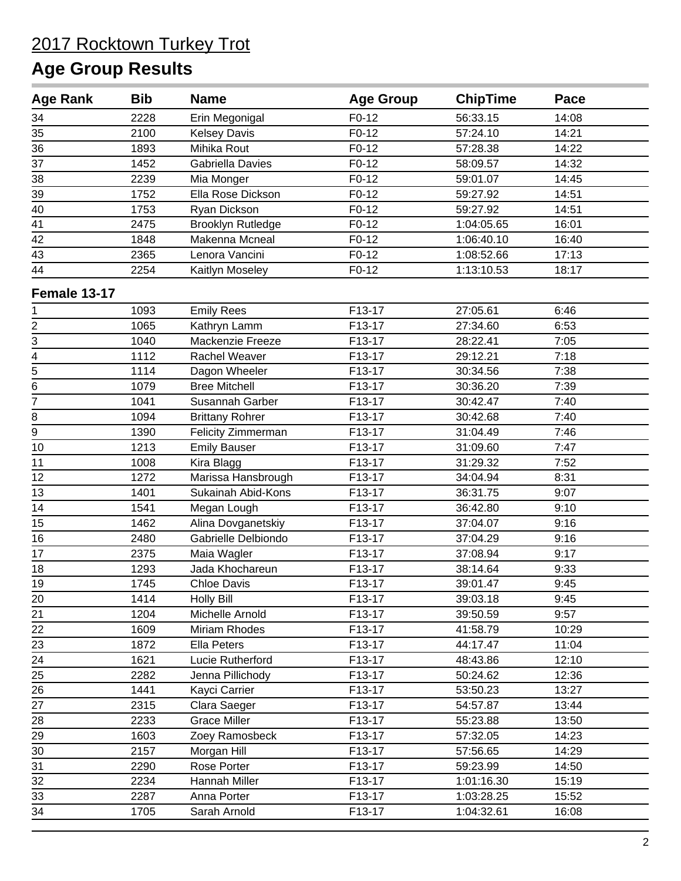# 2017 Rocktown Turkey Trot

## Age Group Results

| Age Rank | Bib | Name | Age Group | ChipTime | Pace |
|---|---|---|---|---|---|
| 34 | 2228 | Erin Megonigal | F0-12 | 56:33.15 | 14:08 |
| 35 | 2100 | Kelsey Davis | F0-12 | 57:24.10 | 14:21 |
| 36 | 1893 | Mihika Rout | F0-12 | 57:28.38 | 14:22 |
| 37 | 1452 | Gabriella Davies | F0-12 | 58:09.57 | 14:32 |
| 38 | 2239 | Mia Monger | F0-12 | 59:01.07 | 14:45 |
| 39 | 1752 | Ella Rose Dickson | F0-12 | 59:27.92 | 14:51 |
| 40 | 1753 | Ryan Dickson | F0-12 | 59:27.92 | 14:51 |
| 41 | 2475 | Brooklyn Rutledge | F0-12 | 1:04:05.65 | 16:01 |
| 42 | 1848 | Makenna Mcneal | F0-12 | 1:06:40.10 | 16:40 |
| 43 | 2365 | Lenora Vancini | F0-12 | 1:08:52.66 | 17:13 |
| 44 | 2254 | Kaitlyn Moseley | F0-12 | 1:13:10.53 | 18:17 |

### Female 13-17

| Age Rank | Bib | Name | Age Group | ChipTime | Pace |
|---|---|---|---|---|---|
| 1 | 1093 | Emily Rees | F13-17 | 27:05.61 | 6:46 |
| 2 | 1065 | Kathryn Lamm | F13-17 | 27:34.60 | 6:53 |
| 3 | 1040 | Mackenzie Freeze | F13-17 | 28:22.41 | 7:05 |
| 4 | 1112 | Rachel Weaver | F13-17 | 29:12.21 | 7:18 |
| 5 | 1114 | Dagon Wheeler | F13-17 | 30:34.56 | 7:38 |
| 6 | 1079 | Bree Mitchell | F13-17 | 30:36.20 | 7:39 |
| 7 | 1041 | Susannah Garber | F13-17 | 30:42.47 | 7:40 |
| 8 | 1094 | Brittany Rohrer | F13-17 | 30:42.68 | 7:40 |
| 9 | 1390 | Felicity Zimmerman | F13-17 | 31:04.49 | 7:46 |
| 10 | 1213 | Emily Bauser | F13-17 | 31:09.60 | 7:47 |
| 11 | 1008 | Kira Blagg | F13-17 | 31:29.32 | 7:52 |
| 12 | 1272 | Marissa Hansbrough | F13-17 | 34:04.94 | 8:31 |
| 13 | 1401 | Sukainah Abid-Kons | F13-17 | 36:31.75 | 9:07 |
| 14 | 1541 | Megan Lough | F13-17 | 36:42.80 | 9:10 |
| 15 | 1462 | Alina Dovganetskiy | F13-17 | 37:04.07 | 9:16 |
| 16 | 2480 | Gabrielle Delbiondo | F13-17 | 37:04.29 | 9:16 |
| 17 | 2375 | Maia Wagler | F13-17 | 37:08.94 | 9:17 |
| 18 | 1293 | Jada Khochareun | F13-17 | 38:14.64 | 9:33 |
| 19 | 1745 | Chloe Davis | F13-17 | 39:01.47 | 9:45 |
| 20 | 1414 | Holly Bill | F13-17 | 39:03.18 | 9:45 |
| 21 | 1204 | Michelle Arnold | F13-17 | 39:50.59 | 9:57 |
| 22 | 1609 | Miriam Rhodes | F13-17 | 41:58.79 | 10:29 |
| 23 | 1872 | Ella Peters | F13-17 | 44:17.47 | 11:04 |
| 24 | 1621 | Lucie Rutherford | F13-17 | 48:43.86 | 12:10 |
| 25 | 2282 | Jenna Pillichody | F13-17 | 50:24.62 | 12:36 |
| 26 | 1441 | Kayci Carrier | F13-17 | 53:50.23 | 13:27 |
| 27 | 2315 | Clara Saeger | F13-17 | 54:57.87 | 13:44 |
| 28 | 2233 | Grace Miller | F13-17 | 55:23.88 | 13:50 |
| 29 | 1603 | Zoey Ramosbeck | F13-17 | 57:32.05 | 14:23 |
| 30 | 2157 | Morgan Hill | F13-17 | 57:56.65 | 14:29 |
| 31 | 2290 | Rose Porter | F13-17 | 59:23.99 | 14:50 |
| 32 | 2234 | Hannah Miller | F13-17 | 1:01:16.30 | 15:19 |
| 33 | 2287 | Anna Porter | F13-17 | 1:03:28.25 | 15:52 |
| 34 | 1705 | Sarah Arnold | F13-17 | 1:04:32.61 | 16:08 |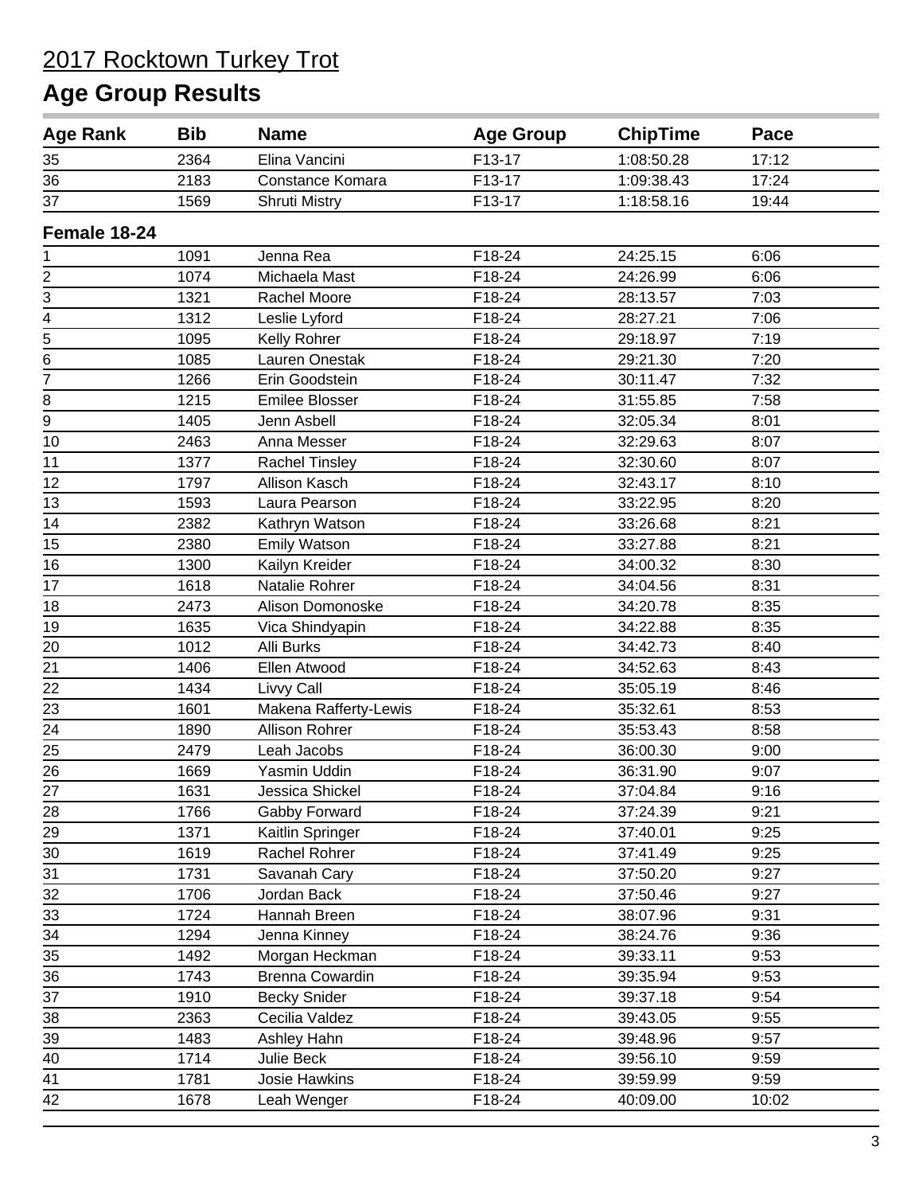# 2017 Rocktown Turkey Trot

## Age Group Results

| Age Rank | Bib | Name | Age Group | ChipTime | Pace |
|---|---|---|---|---|---|
| 35 | 2364 | Elina Vancini | F13-17 | 1:08:50.28 | 17:12 |
| 36 | 2183 | Constance Komara | F13-17 | 1:09:38.43 | 17:24 |
| 37 | 1569 | Shruti Mistry | F13-17 | 1:18:58.16 | 19:44 |

### Female 18-24

| Age Rank | Bib | Name | Age Group | ChipTime | Pace |
|---|---|---|---|---|---|
| 1 | 1091 | Jenna Rea | F18-24 | 24:25.15 | 6:06 |
| 2 | 1074 | Michaela Mast | F18-24 | 24:26.99 | 6:06 |
| 3 | 1321 | Rachel Moore | F18-24 | 28:13.57 | 7:03 |
| 4 | 1312 | Leslie Lyford | F18-24 | 28:27.21 | 7:06 |
| 5 | 1095 | Kelly Rohrer | F18-24 | 29:18.97 | 7:19 |
| 6 | 1085 | Lauren Onestak | F18-24 | 29:21.30 | 7:20 |
| 7 | 1266 | Erin Goodstein | F18-24 | 30:11.47 | 7:32 |
| 8 | 1215 | Emilee Blosser | F18-24 | 31:55.85 | 7:58 |
| 9 | 1405 | Jenn Asbell | F18-24 | 32:05.34 | 8:01 |
| 10 | 2463 | Anna Messer | F18-24 | 32:29.63 | 8:07 |
| 11 | 1377 | Rachel Tinsley | F18-24 | 32:30.60 | 8:07 |
| 12 | 1797 | Allison Kasch | F18-24 | 32:43.17 | 8:10 |
| 13 | 1593 | Laura Pearson | F18-24 | 33:22.95 | 8:20 |
| 14 | 2382 | Kathryn Watson | F18-24 | 33:26.68 | 8:21 |
| 15 | 2380 | Emily Watson | F18-24 | 33:27.88 | 8:21 |
| 16 | 1300 | Kailyn Kreider | F18-24 | 34:00.32 | 8:30 |
| 17 | 1618 | Natalie Rohrer | F18-24 | 34:04.56 | 8:31 |
| 18 | 2473 | Alison Domonoske | F18-24 | 34:20.78 | 8:35 |
| 19 | 1635 | Vica Shindyapin | F18-24 | 34:22.88 | 8:35 |
| 20 | 1012 | Alli Burks | F18-24 | 34:42.73 | 8:40 |
| 21 | 1406 | Ellen Atwood | F18-24 | 34:52.63 | 8:43 |
| 22 | 1434 | Livvy Call | F18-24 | 35:05.19 | 8:46 |
| 23 | 1601 | Makena Rafferty-Lewis | F18-24 | 35:32.61 | 8:53 |
| 24 | 1890 | Allison Rohrer | F18-24 | 35:53.43 | 8:58 |
| 25 | 2479 | Leah Jacobs | F18-24 | 36:00.30 | 9:00 |
| 26 | 1669 | Yasmin Uddin | F18-24 | 36:31.90 | 9:07 |
| 27 | 1631 | Jessica Shickel | F18-24 | 37:04.84 | 9:16 |
| 28 | 1766 | Gabby Forward | F18-24 | 37:24.39 | 9:21 |
| 29 | 1371 | Kaitlin Springer | F18-24 | 37:40.01 | 9:25 |
| 30 | 1619 | Rachel Rohrer | F18-24 | 37:41.49 | 9:25 |
| 31 | 1731 | Savanah Cary | F18-24 | 37:50.20 | 9:27 |
| 32 | 1706 | Jordan Back | F18-24 | 37:50.46 | 9:27 |
| 33 | 1724 | Hannah Breen | F18-24 | 38:07.96 | 9:31 |
| 34 | 1294 | Jenna Kinney | F18-24 | 38:24.76 | 9:36 |
| 35 | 1492 | Morgan Heckman | F18-24 | 39:33.11 | 9:53 |
| 36 | 1743 | Brenna Cowardin | F18-24 | 39:35.94 | 9:53 |
| 37 | 1910 | Becky Snider | F18-24 | 39:37.18 | 9:54 |
| 38 | 2363 | Cecilia Valdez | F18-24 | 39:43.05 | 9:55 |
| 39 | 1483 | Ashley Hahn | F18-24 | 39:48.96 | 9:57 |
| 40 | 1714 | Julie Beck | F18-24 | 39:56.10 | 9:59 |
| 41 | 1781 | Josie Hawkins | F18-24 | 39:59.99 | 9:59 |
| 42 | 1678 | Leah Wenger | F18-24 | 40:09.00 | 10:02 |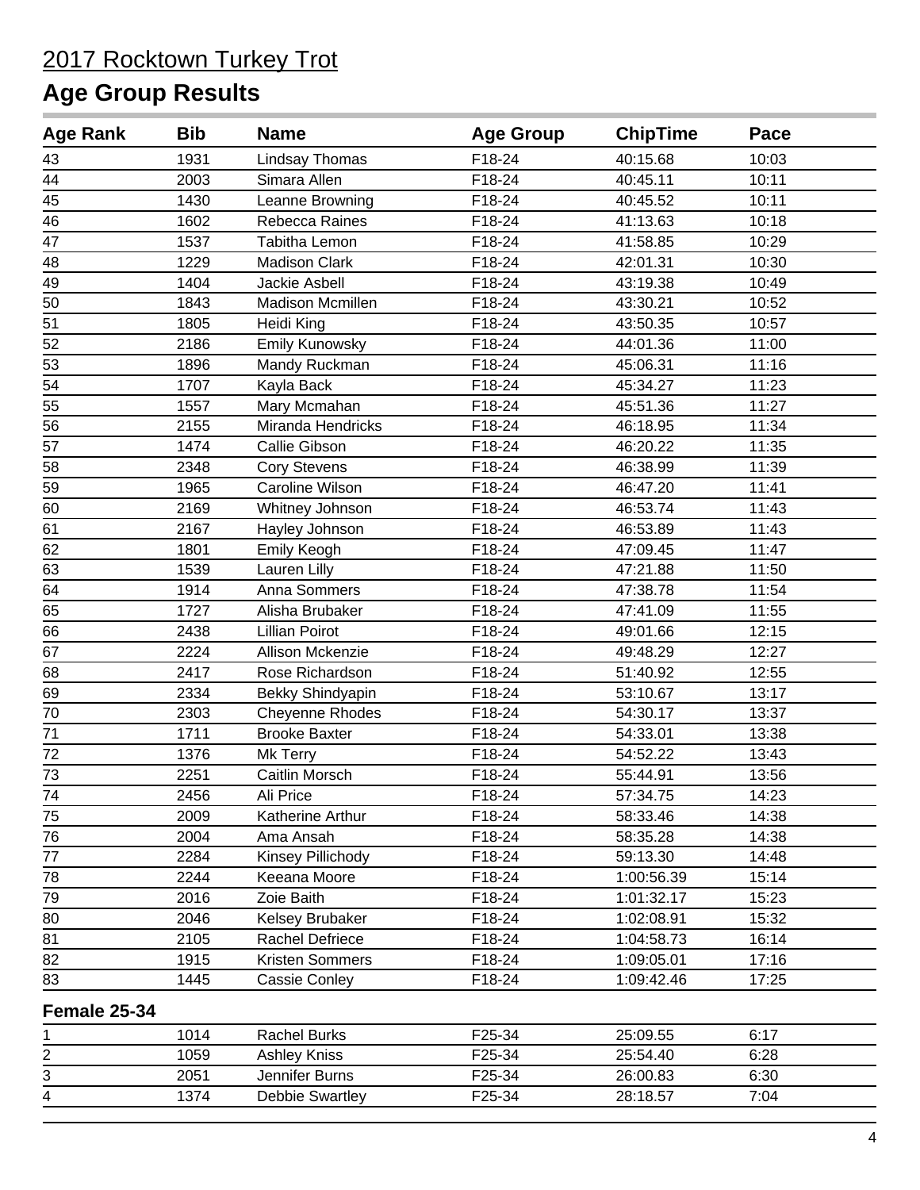# 2017 Rocktown Turkey Trot

## Age Group Results

| Age Rank | Bib | Name | Age Group | ChipTime | Pace |
|---|---|---|---|---|---|
| 43 | 1931 | Lindsay Thomas | F18-24 | 40:15.68 | 10:03 |
| 44 | 2003 | Simara Allen | F18-24 | 40:45.11 | 10:11 |
| 45 | 1430 | Leanne Browning | F18-24 | 40:45.52 | 10:11 |
| 46 | 1602 | Rebecca Raines | F18-24 | 41:13.63 | 10:18 |
| 47 | 1537 | Tabitha Lemon | F18-24 | 41:58.85 | 10:29 |
| 48 | 1229 | Madison Clark | F18-24 | 42:01.31 | 10:30 |
| 49 | 1404 | Jackie Asbell | F18-24 | 43:19.38 | 10:49 |
| 50 | 1843 | Madison Mcmillen | F18-24 | 43:30.21 | 10:52 |
| 51 | 1805 | Heidi King | F18-24 | 43:50.35 | 10:57 |
| 52 | 2186 | Emily Kunowsky | F18-24 | 44:01.36 | 11:00 |
| 53 | 1896 | Mandy Ruckman | F18-24 | 45:06.31 | 11:16 |
| 54 | 1707 | Kayla Back | F18-24 | 45:34.27 | 11:23 |
| 55 | 1557 | Mary Mcmahan | F18-24 | 45:51.36 | 11:27 |
| 56 | 2155 | Miranda Hendricks | F18-24 | 46:18.95 | 11:34 |
| 57 | 1474 | Callie Gibson | F18-24 | 46:20.22 | 11:35 |
| 58 | 2348 | Cory Stevens | F18-24 | 46:38.99 | 11:39 |
| 59 | 1965 | Caroline Wilson | F18-24 | 46:47.20 | 11:41 |
| 60 | 2169 | Whitney Johnson | F18-24 | 46:53.74 | 11:43 |
| 61 | 2167 | Hayley Johnson | F18-24 | 46:53.89 | 11:43 |
| 62 | 1801 | Emily Keogh | F18-24 | 47:09.45 | 11:47 |
| 63 | 1539 | Lauren Lilly | F18-24 | 47:21.88 | 11:50 |
| 64 | 1914 | Anna Sommers | F18-24 | 47:38.78 | 11:54 |
| 65 | 1727 | Alisha Brubaker | F18-24 | 47:41.09 | 11:55 |
| 66 | 2438 | Lillian Poirot | F18-24 | 49:01.66 | 12:15 |
| 67 | 2224 | Allison Mckenzie | F18-24 | 49:48.29 | 12:27 |
| 68 | 2417 | Rose Richardson | F18-24 | 51:40.92 | 12:55 |
| 69 | 2334 | Bekky Shindyapin | F18-24 | 53:10.67 | 13:17 |
| 70 | 2303 | Cheyenne Rhodes | F18-24 | 54:30.17 | 13:37 |
| 71 | 1711 | Brooke Baxter | F18-24 | 54:33.01 | 13:38 |
| 72 | 1376 | Mk Terry | F18-24 | 54:52.22 | 13:43 |
| 73 | 2251 | Caitlin Morsch | F18-24 | 55:44.91 | 13:56 |
| 74 | 2456 | Ali Price | F18-24 | 57:34.75 | 14:23 |
| 75 | 2009 | Katherine Arthur | F18-24 | 58:33.46 | 14:38 |
| 76 | 2004 | Ama Ansah | F18-24 | 58:35.28 | 14:38 |
| 77 | 2284 | Kinsey Pillichody | F18-24 | 59:13.30 | 14:48 |
| 78 | 2244 | Keeana Moore | F18-24 | 1:00:56.39 | 15:14 |
| 79 | 2016 | Zoie Baith | F18-24 | 1:01:32.17 | 15:23 |
| 80 | 2046 | Kelsey Brubaker | F18-24 | 1:02:08.91 | 15:32 |
| 81 | 2105 | Rachel Defriece | F18-24 | 1:04:58.73 | 16:14 |
| 82 | 1915 | Kristen Sommers | F18-24 | 1:09:05.01 | 17:16 |
| 83 | 1445 | Cassie Conley | F18-24 | 1:09:42.46 | 17:25 |

### Female 25-34

| Age Rank | Bib | Name | Age Group | ChipTime | Pace |
|---|---|---|---|---|---|
| 1 | 1014 | Rachel Burks | F25-34 | 25:09.55 | 6:17 |
| 2 | 1059 | Ashley Kniss | F25-34 | 25:54.40 | 6:28 |
| 3 | 2051 | Jennifer Burns | F25-34 | 26:00.83 | 6:30 |
| 4 | 1374 | Debbie Swartley | F25-34 | 28:18.57 | 7:04 |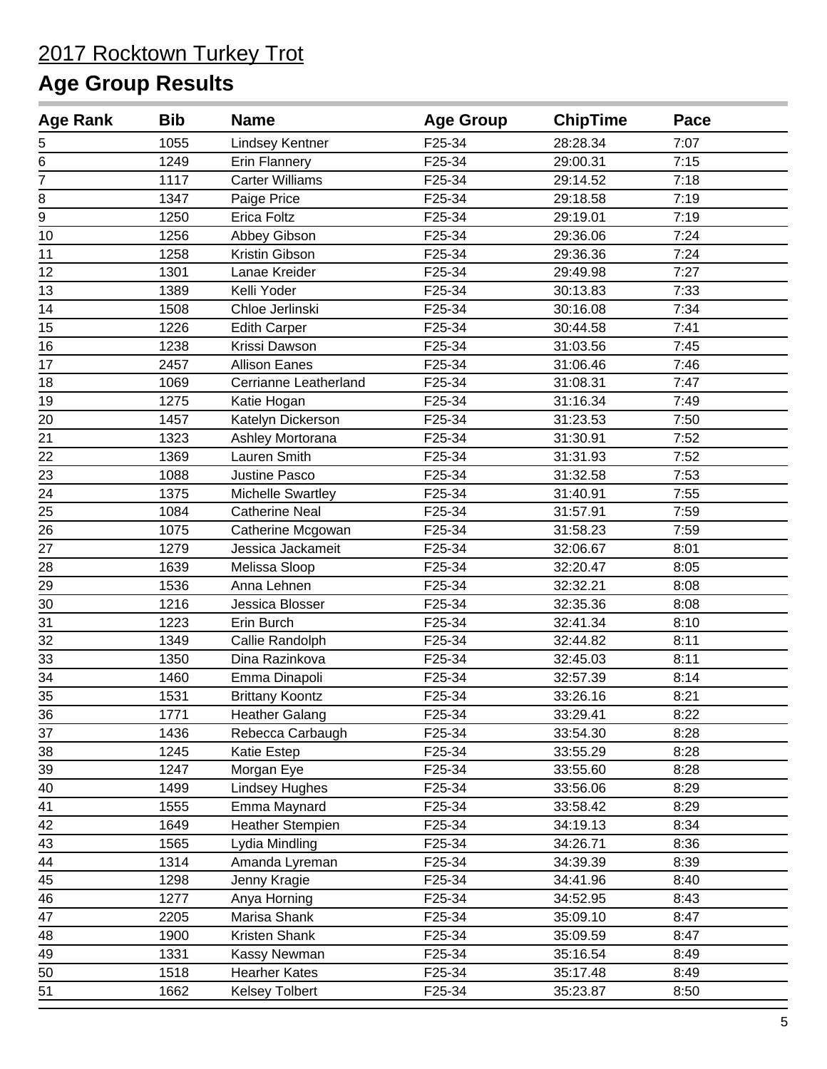# 2017 Rocktown Turkey Trot

## Age Group Results

| Age Rank | Bib | Name | Age Group | ChipTime | Pace |
|---|---|---|---|---|---|
| 5 | 1055 | Lindsey Kentner | F25-34 | 28:28.34 | 7:07 |
| 6 | 1249 | Erin Flannery | F25-34 | 29:00.31 | 7:15 |
| 7 | 1117 | Carter Williams | F25-34 | 29:14.52 | 7:18 |
| 8 | 1347 | Paige Price | F25-34 | 29:18.58 | 7:19 |
| 9 | 1250 | Erica Foltz | F25-34 | 29:19.01 | 7:19 |
| 10 | 1256 | Abbey Gibson | F25-34 | 29:36.06 | 7:24 |
| 11 | 1258 | Kristin Gibson | F25-34 | 29:36.36 | 7:24 |
| 12 | 1301 | Lanae Kreider | F25-34 | 29:49.98 | 7:27 |
| 13 | 1389 | Kelli Yoder | F25-34 | 30:13.83 | 7:33 |
| 14 | 1508 | Chloe Jerlinski | F25-34 | 30:16.08 | 7:34 |
| 15 | 1226 | Edith Carper | F25-34 | 30:44.58 | 7:41 |
| 16 | 1238 | Krissi Dawson | F25-34 | 31:03.56 | 7:45 |
| 17 | 2457 | Allison Eanes | F25-34 | 31:06.46 | 7:46 |
| 18 | 1069 | Cerrianne Leatherland | F25-34 | 31:08.31 | 7:47 |
| 19 | 1275 | Katie Hogan | F25-34 | 31:16.34 | 7:49 |
| 20 | 1457 | Katelyn Dickerson | F25-34 | 31:23.53 | 7:50 |
| 21 | 1323 | Ashley Mortorana | F25-34 | 31:30.91 | 7:52 |
| 22 | 1369 | Lauren Smith | F25-34 | 31:31.93 | 7:52 |
| 23 | 1088 | Justine Pasco | F25-34 | 31:32.58 | 7:53 |
| 24 | 1375 | Michelle Swartley | F25-34 | 31:40.91 | 7:55 |
| 25 | 1084 | Catherine Neal | F25-34 | 31:57.91 | 7:59 |
| 26 | 1075 | Catherine Mcgowan | F25-34 | 31:58.23 | 7:59 |
| 27 | 1279 | Jessica Jackameit | F25-34 | 32:06.67 | 8:01 |
| 28 | 1639 | Melissa Sloop | F25-34 | 32:20.47 | 8:05 |
| 29 | 1536 | Anna Lehnen | F25-34 | 32:32.21 | 8:08 |
| 30 | 1216 | Jessica Blosser | F25-34 | 32:35.36 | 8:08 |
| 31 | 1223 | Erin Burch | F25-34 | 32:41.34 | 8:10 |
| 32 | 1349 | Callie Randolph | F25-34 | 32:44.82 | 8:11 |
| 33 | 1350 | Dina Razinkova | F25-34 | 32:45.03 | 8:11 |
| 34 | 1460 | Emma Dinapoli | F25-34 | 32:57.39 | 8:14 |
| 35 | 1531 | Brittany Koontz | F25-34 | 33:26.16 | 8:21 |
| 36 | 1771 | Heather Galang | F25-34 | 33:29.41 | 8:22 |
| 37 | 1436 | Rebecca Carbaugh | F25-34 | 33:54.30 | 8:28 |
| 38 | 1245 | Katie Estep | F25-34 | 33:55.29 | 8:28 |
| 39 | 1247 | Morgan Eye | F25-34 | 33:55.60 | 8:28 |
| 40 | 1499 | Lindsey Hughes | F25-34 | 33:56.06 | 8:29 |
| 41 | 1555 | Emma Maynard | F25-34 | 33:58.42 | 8:29 |
| 42 | 1649 | Heather Stempien | F25-34 | 34:19.13 | 8:34 |
| 43 | 1565 | Lydia Mindling | F25-34 | 34:26.71 | 8:36 |
| 44 | 1314 | Amanda Lyreman | F25-34 | 34:39.39 | 8:39 |
| 45 | 1298 | Jenny Kragie | F25-34 | 34:41.96 | 8:40 |
| 46 | 1277 | Anya Horning | F25-34 | 34:52.95 | 8:43 |
| 47 | 2205 | Marisa Shank | F25-34 | 35:09.10 | 8:47 |
| 48 | 1900 | Kristen Shank | F25-34 | 35:09.59 | 8:47 |
| 49 | 1331 | Kassy Newman | F25-34 | 35:16.54 | 8:49 |
| 50 | 1518 | Hearher Kates | F25-34 | 35:17.48 | 8:49 |
| 51 | 1662 | Kelsey Tolbert | F25-34 | 35:23.87 | 8:50 |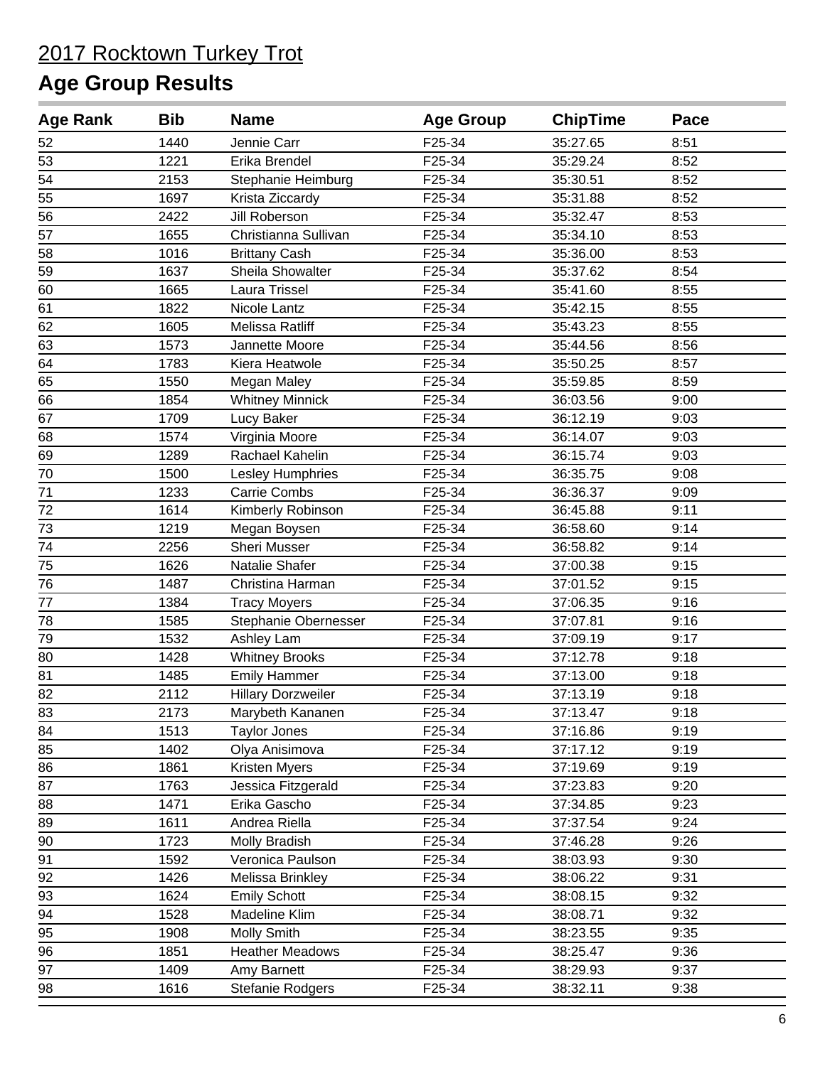# 2017 Rocktown Turkey Trot

## Age Group Results

| Age Rank | Bib | Name | Age Group | ChipTime | Pace |
|---|---|---|---|---|---|
| 52 | 1440 | Jennie Carr | F25-34 | 35:27.65 | 8:51 |
| 53 | 1221 | Erika Brendel | F25-34 | 35:29.24 | 8:52 |
| 54 | 2153 | Stephanie Heimburg | F25-34 | 35:30.51 | 8:52 |
| 55 | 1697 | Krista Ziccardy | F25-34 | 35:31.88 | 8:52 |
| 56 | 2422 | Jill Roberson | F25-34 | 35:32.47 | 8:53 |
| 57 | 1655 | Christianna Sullivan | F25-34 | 35:34.10 | 8:53 |
| 58 | 1016 | Brittany Cash | F25-34 | 35:36.00 | 8:53 |
| 59 | 1637 | Sheila Showalter | F25-34 | 35:37.62 | 8:54 |
| 60 | 1665 | Laura Trissel | F25-34 | 35:41.60 | 8:55 |
| 61 | 1822 | Nicole Lantz | F25-34 | 35:42.15 | 8:55 |
| 62 | 1605 | Melissa Ratliff | F25-34 | 35:43.23 | 8:55 |
| 63 | 1573 | Jannette Moore | F25-34 | 35:44.56 | 8:56 |
| 64 | 1783 | Kiera Heatwole | F25-34 | 35:50.25 | 8:57 |
| 65 | 1550 | Megan Maley | F25-34 | 35:59.85 | 8:59 |
| 66 | 1854 | Whitney Minnick | F25-34 | 36:03.56 | 9:00 |
| 67 | 1709 | Lucy Baker | F25-34 | 36:12.19 | 9:03 |
| 68 | 1574 | Virginia Moore | F25-34 | 36:14.07 | 9:03 |
| 69 | 1289 | Rachael Kahelin | F25-34 | 36:15.74 | 9:03 |
| 70 | 1500 | Lesley Humphries | F25-34 | 36:35.75 | 9:08 |
| 71 | 1233 | Carrie Combs | F25-34 | 36:36.37 | 9:09 |
| 72 | 1614 | Kimberly Robinson | F25-34 | 36:45.88 | 9:11 |
| 73 | 1219 | Megan Boysen | F25-34 | 36:58.60 | 9:14 |
| 74 | 2256 | Sheri Musser | F25-34 | 36:58.82 | 9:14 |
| 75 | 1626 | Natalie Shafer | F25-34 | 37:00.38 | 9:15 |
| 76 | 1487 | Christina Harman | F25-34 | 37:01.52 | 9:15 |
| 77 | 1384 | Tracy Moyers | F25-34 | 37:06.35 | 9:16 |
| 78 | 1585 | Stephanie Obernesser | F25-34 | 37:07.81 | 9:16 |
| 79 | 1532 | Ashley Lam | F25-34 | 37:09.19 | 9:17 |
| 80 | 1428 | Whitney Brooks | F25-34 | 37:12.78 | 9:18 |
| 81 | 1485 | Emily Hammer | F25-34 | 37:13.00 | 9:18 |
| 82 | 2112 | Hillary Dorzweiler | F25-34 | 37:13.19 | 9:18 |
| 83 | 2173 | Marybeth Kananen | F25-34 | 37:13.47 | 9:18 |
| 84 | 1513 | Taylor Jones | F25-34 | 37:16.86 | 9:19 |
| 85 | 1402 | Olya Anisimova | F25-34 | 37:17.12 | 9:19 |
| 86 | 1861 | Kristen Myers | F25-34 | 37:19.69 | 9:19 |
| 87 | 1763 | Jessica Fitzgerald | F25-34 | 37:23.83 | 9:20 |
| 88 | 1471 | Erika Gascho | F25-34 | 37:34.85 | 9:23 |
| 89 | 1611 | Andrea Riella | F25-34 | 37:37.54 | 9:24 |
| 90 | 1723 | Molly Bradish | F25-34 | 37:46.28 | 9:26 |
| 91 | 1592 | Veronica Paulson | F25-34 | 38:03.93 | 9:30 |
| 92 | 1426 | Melissa Brinkley | F25-34 | 38:06.22 | 9:31 |
| 93 | 1624 | Emily Schott | F25-34 | 38:08.15 | 9:32 |
| 94 | 1528 | Madeline Klim | F25-34 | 38:08.71 | 9:32 |
| 95 | 1908 | Molly Smith | F25-34 | 38:23.55 | 9:35 |
| 96 | 1851 | Heather Meadows | F25-34 | 38:25.47 | 9:36 |
| 97 | 1409 | Amy Barnett | F25-34 | 38:29.93 | 9:37 |
| 98 | 1616 | Stefanie Rodgers | F25-34 | 38:32.11 | 9:38 |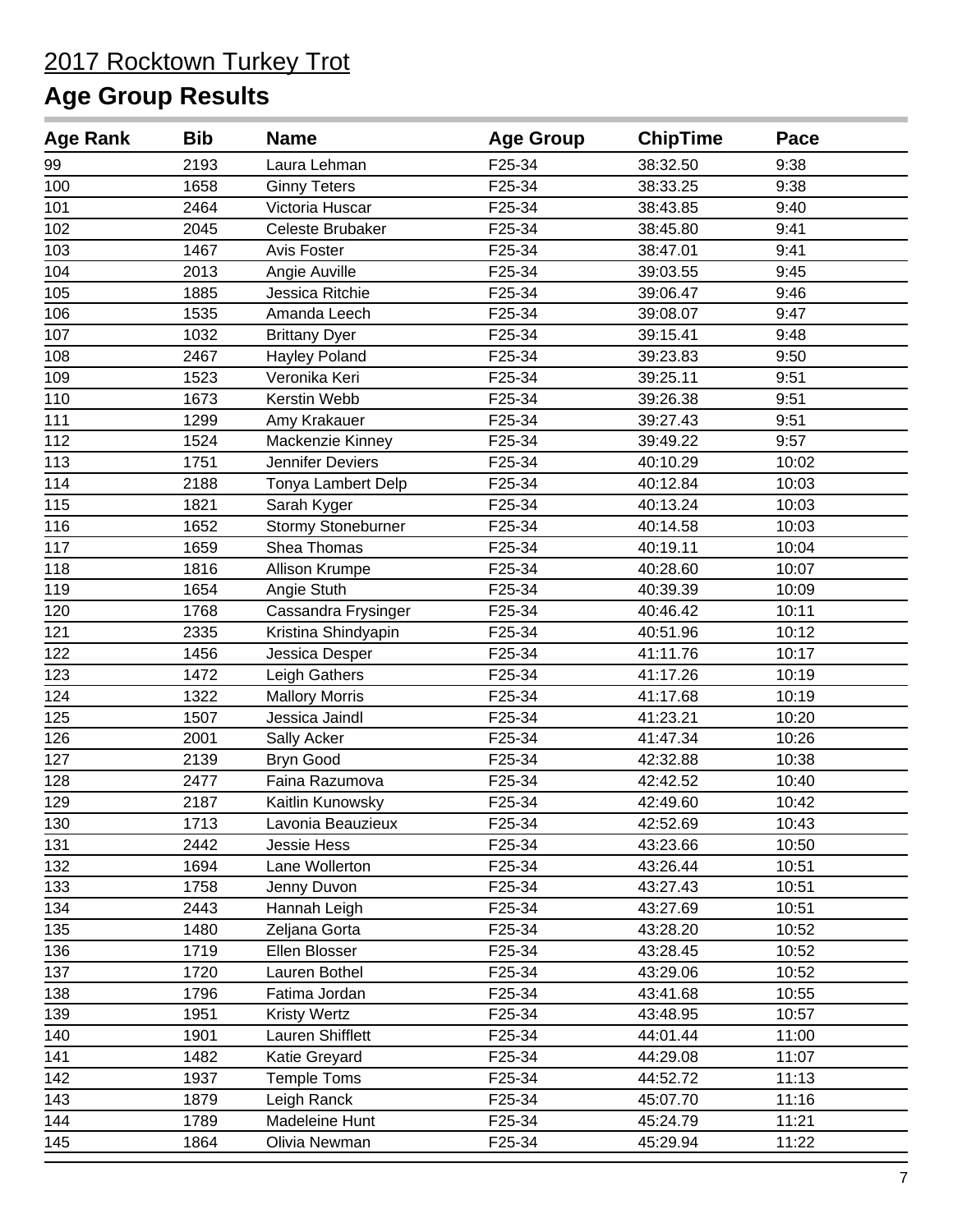# 2017 Rocktown Turkey Trot

## Age Group Results

| Age Rank | Bib | Name | Age Group | ChipTime | Pace |
|---|---|---|---|---|---|
| 99 | 2193 | Laura Lehman | F25-34 | 38:32.50 | 9:38 |
| 100 | 1658 | Ginny Teters | F25-34 | 38:33.25 | 9:38 |
| 101 | 2464 | Victoria Huscar | F25-34 | 38:43.85 | 9:40 |
| 102 | 2045 | Celeste Brubaker | F25-34 | 38:45.80 | 9:41 |
| 103 | 1467 | Avis Foster | F25-34 | 38:47.01 | 9:41 |
| 104 | 2013 | Angie Auville | F25-34 | 39:03.55 | 9:45 |
| 105 | 1885 | Jessica Ritchie | F25-34 | 39:06.47 | 9:46 |
| 106 | 1535 | Amanda Leech | F25-34 | 39:08.07 | 9:47 |
| 107 | 1032 | Brittany Dyer | F25-34 | 39:15.41 | 9:48 |
| 108 | 2467 | Hayley Poland | F25-34 | 39:23.83 | 9:50 |
| 109 | 1523 | Veronika Keri | F25-34 | 39:25.11 | 9:51 |
| 110 | 1673 | Kerstin Webb | F25-34 | 39:26.38 | 9:51 |
| 111 | 1299 | Amy Krakauer | F25-34 | 39:27.43 | 9:51 |
| 112 | 1524 | Mackenzie Kinney | F25-34 | 39:49.22 | 9:57 |
| 113 | 1751 | Jennifer Deviers | F25-34 | 40:10.29 | 10:02 |
| 114 | 2188 | Tonya Lambert Delp | F25-34 | 40:12.84 | 10:03 |
| 115 | 1821 | Sarah Kyger | F25-34 | 40:13.24 | 10:03 |
| 116 | 1652 | Stormy Stoneburner | F25-34 | 40:14.58 | 10:03 |
| 117 | 1659 | Shea Thomas | F25-34 | 40:19.11 | 10:04 |
| 118 | 1816 | Allison Krumpe | F25-34 | 40:28.60 | 10:07 |
| 119 | 1654 | Angie Stuth | F25-34 | 40:39.39 | 10:09 |
| 120 | 1768 | Cassandra Frysinger | F25-34 | 40:46.42 | 10:11 |
| 121 | 2335 | Kristina Shindyapin | F25-34 | 40:51.96 | 10:12 |
| 122 | 1456 | Jessica Desper | F25-34 | 41:11.76 | 10:17 |
| 123 | 1472 | Leigh Gathers | F25-34 | 41:17.26 | 10:19 |
| 124 | 1322 | Mallory Morris | F25-34 | 41:17.68 | 10:19 |
| 125 | 1507 | Jessica Jaindl | F25-34 | 41:23.21 | 10:20 |
| 126 | 2001 | Sally Acker | F25-34 | 41:47.34 | 10:26 |
| 127 | 2139 | Bryn Good | F25-34 | 42:32.88 | 10:38 |
| 128 | 2477 | Faina Razumova | F25-34 | 42:42.52 | 10:40 |
| 129 | 2187 | Kaitlin Kunowsky | F25-34 | 42:49.60 | 10:42 |
| 130 | 1713 | Lavonia Beauzieux | F25-34 | 42:52.69 | 10:43 |
| 131 | 2442 | Jessie Hess | F25-34 | 43:23.66 | 10:50 |
| 132 | 1694 | Lane Wollerton | F25-34 | 43:26.44 | 10:51 |
| 133 | 1758 | Jenny Duvon | F25-34 | 43:27.43 | 10:51 |
| 134 | 2443 | Hannah Leigh | F25-34 | 43:27.69 | 10:51 |
| 135 | 1480 | Zeljana Gorta | F25-34 | 43:28.20 | 10:52 |
| 136 | 1719 | Ellen Blosser | F25-34 | 43:28.45 | 10:52 |
| 137 | 1720 | Lauren Bothel | F25-34 | 43:29.06 | 10:52 |
| 138 | 1796 | Fatima Jordan | F25-34 | 43:41.68 | 10:55 |
| 139 | 1951 | Kristy Wertz | F25-34 | 43:48.95 | 10:57 |
| 140 | 1901 | Lauren Shifflett | F25-34 | 44:01.44 | 11:00 |
| 141 | 1482 | Katie Greyard | F25-34 | 44:29.08 | 11:07 |
| 142 | 1937 | Temple Toms | F25-34 | 44:52.72 | 11:13 |
| 143 | 1879 | Leigh Ranck | F25-34 | 45:07.70 | 11:16 |
| 144 | 1789 | Madeleine Hunt | F25-34 | 45:24.79 | 11:21 |
| 145 | 1864 | Olivia Newman | F25-34 | 45:29.94 | 11:22 |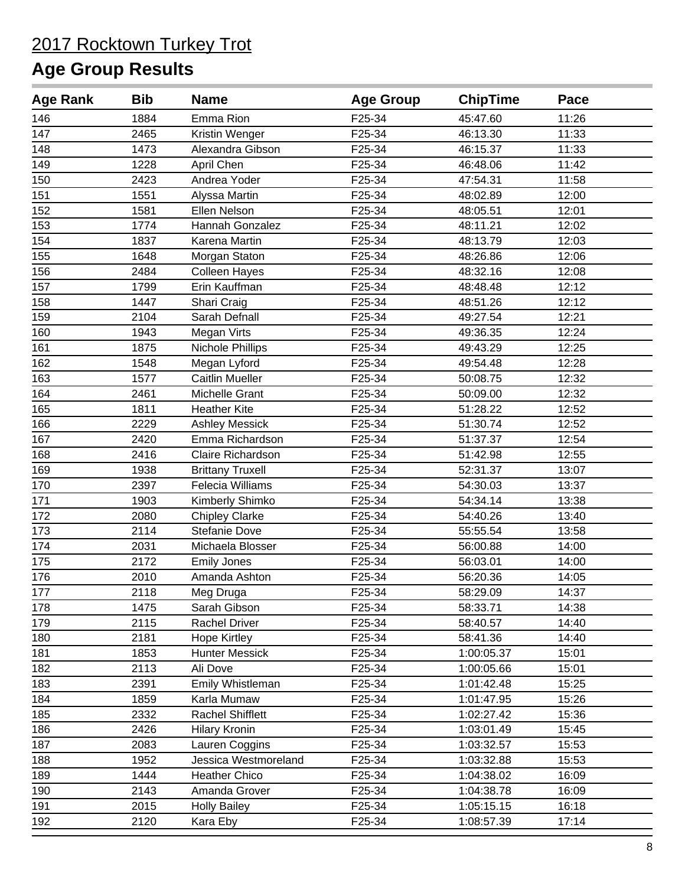# 2017 Rocktown Turkey Trot

## Age Group Results

| Age Rank | Bib | Name | Age Group | ChipTime | Pace |
|---|---|---|---|---|---|
| 146 | 1884 | Emma Rion | F25-34 | 45:47.60 | 11:26 |
| 147 | 2465 | Kristin Wenger | F25-34 | 46:13.30 | 11:33 |
| 148 | 1473 | Alexandra Gibson | F25-34 | 46:15.37 | 11:33 |
| 149 | 1228 | April Chen | F25-34 | 46:48.06 | 11:42 |
| 150 | 2423 | Andrea Yoder | F25-34 | 47:54.31 | 11:58 |
| 151 | 1551 | Alyssa Martin | F25-34 | 48:02.89 | 12:00 |
| 152 | 1581 | Ellen Nelson | F25-34 | 48:05.51 | 12:01 |
| 153 | 1774 | Hannah Gonzalez | F25-34 | 48:11.21 | 12:02 |
| 154 | 1837 | Karena Martin | F25-34 | 48:13.79 | 12:03 |
| 155 | 1648 | Morgan Staton | F25-34 | 48:26.86 | 12:06 |
| 156 | 2484 | Colleen Hayes | F25-34 | 48:32.16 | 12:08 |
| 157 | 1799 | Erin Kauffman | F25-34 | 48:48.48 | 12:12 |
| 158 | 1447 | Shari Craig | F25-34 | 48:51.26 | 12:12 |
| 159 | 2104 | Sarah Defnall | F25-34 | 49:27.54 | 12:21 |
| 160 | 1943 | Megan Virts | F25-34 | 49:36.35 | 12:24 |
| 161 | 1875 | Nichole Phillips | F25-34 | 49:43.29 | 12:25 |
| 162 | 1548 | Megan Lyford | F25-34 | 49:54.48 | 12:28 |
| 163 | 1577 | Caitlin Mueller | F25-34 | 50:08.75 | 12:32 |
| 164 | 2461 | Michelle Grant | F25-34 | 50:09.00 | 12:32 |
| 165 | 1811 | Heather Kite | F25-34 | 51:28.22 | 12:52 |
| 166 | 2229 | Ashley Messick | F25-34 | 51:30.74 | 12:52 |
| 167 | 2420 | Emma Richardson | F25-34 | 51:37.37 | 12:54 |
| 168 | 2416 | Claire Richardson | F25-34 | 51:42.98 | 12:55 |
| 169 | 1938 | Brittany Truxell | F25-34 | 52:31.37 | 13:07 |
| 170 | 2397 | Felecia Williams | F25-34 | 54:30.03 | 13:37 |
| 171 | 1903 | Kimberly Shimko | F25-34 | 54:34.14 | 13:38 |
| 172 | 2080 | Chipley Clarke | F25-34 | 54:40.26 | 13:40 |
| 173 | 2114 | Stefanie Dove | F25-34 | 55:55.54 | 13:58 |
| 174 | 2031 | Michaela Blosser | F25-34 | 56:00.88 | 14:00 |
| 175 | 2172 | Emily Jones | F25-34 | 56:03.01 | 14:00 |
| 176 | 2010 | Amanda Ashton | F25-34 | 56:20.36 | 14:05 |
| 177 | 2118 | Meg Druga | F25-34 | 58:29.09 | 14:37 |
| 178 | 1475 | Sarah Gibson | F25-34 | 58:33.71 | 14:38 |
| 179 | 2115 | Rachel Driver | F25-34 | 58:40.57 | 14:40 |
| 180 | 2181 | Hope Kirtley | F25-34 | 58:41.36 | 14:40 |
| 181 | 1853 | Hunter Messick | F25-34 | 1:00:05.37 | 15:01 |
| 182 | 2113 | Ali Dove | F25-34 | 1:00:05.66 | 15:01 |
| 183 | 2391 | Emily Whistleman | F25-34 | 1:01:42.48 | 15:25 |
| 184 | 1859 | Karla Mumaw | F25-34 | 1:01:47.95 | 15:26 |
| 185 | 2332 | Rachel Shifflett | F25-34 | 1:02:27.42 | 15:36 |
| 186 | 2426 | Hilary Kronin | F25-34 | 1:03:01.49 | 15:45 |
| 187 | 2083 | Lauren Coggins | F25-34 | 1:03:32.57 | 15:53 |
| 188 | 1952 | Jessica Westmoreland | F25-34 | 1:03:32.88 | 15:53 |
| 189 | 1444 | Heather Chico | F25-34 | 1:04:38.02 | 16:09 |
| 190 | 2143 | Amanda Grover | F25-34 | 1:04:38.78 | 16:09 |
| 191 | 2015 | Holly Bailey | F25-34 | 1:05:15.15 | 16:18 |
| 192 | 2120 | Kara Eby | F25-34 | 1:08:57.39 | 17:14 |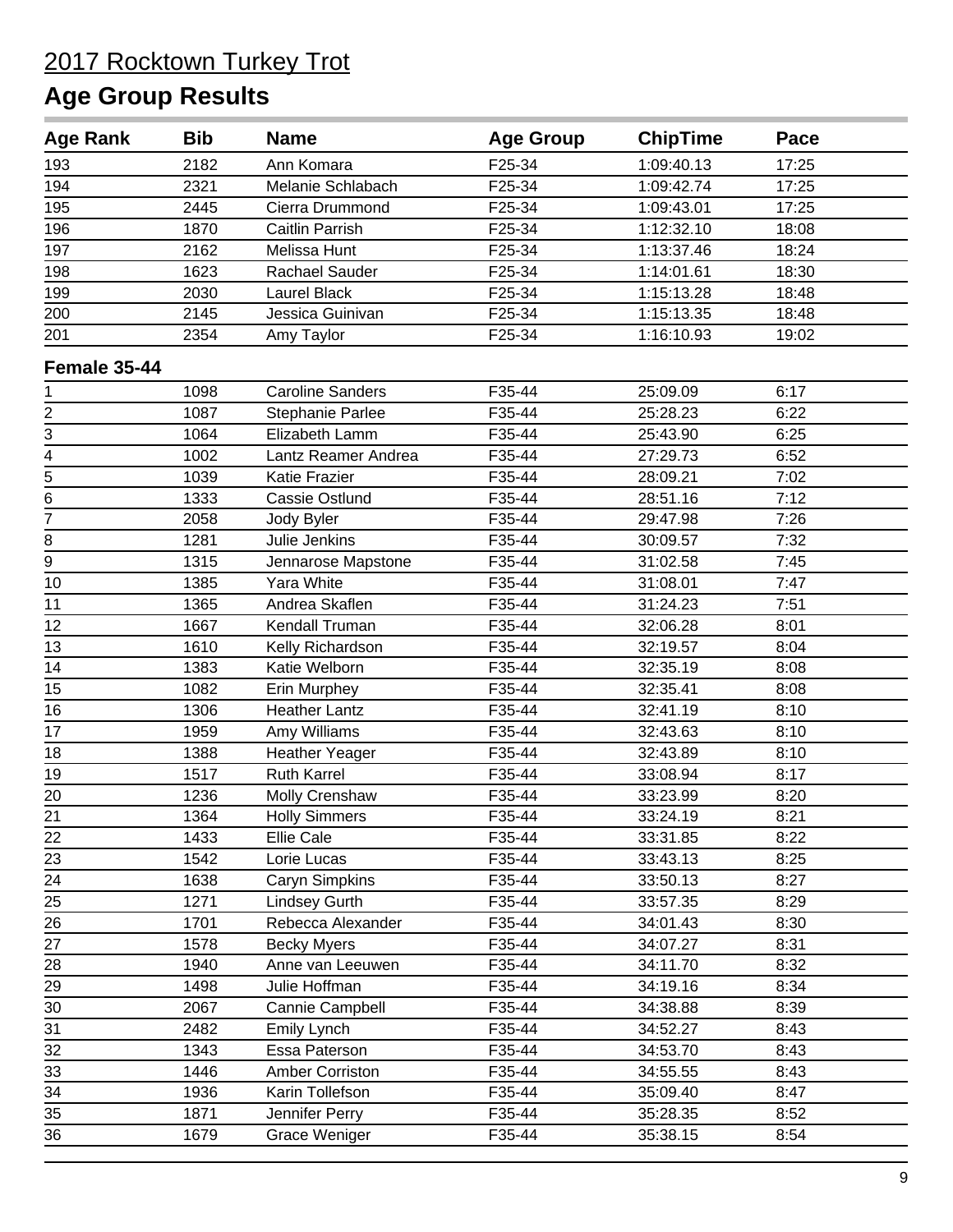# 2017 Rocktown Turkey Trot

## Age Group Results

| Age Rank | Bib | Name | Age Group | ChipTime | Pace |
|---|---|---|---|---|---|
| 193 | 2182 | Ann Komara | F25-34 | 1:09:40.13 | 17:25 |
| 194 | 2321 | Melanie Schlabach | F25-34 | 1:09:42.74 | 17:25 |
| 195 | 2445 | Cierra Drummond | F25-34 | 1:09:43.01 | 17:25 |
| 196 | 1870 | Caitlin Parrish | F25-34 | 1:12:32.10 | 18:08 |
| 197 | 2162 | Melissa Hunt | F25-34 | 1:13:37.46 | 18:24 |
| 198 | 1623 | Rachael Sauder | F25-34 | 1:14:01.61 | 18:30 |
| 199 | 2030 | Laurel Black | F25-34 | 1:15:13.28 | 18:48 |
| 200 | 2145 | Jessica Guinivan | F25-34 | 1:15:13.35 | 18:48 |
| 201 | 2354 | Amy Taylor | F25-34 | 1:16:10.93 | 19:02 |
| **Female 35-44** | | | | | |
| 1 | 1098 | Caroline Sanders | F35-44 | 25:09.09 | 6:17 |
| 2 | 1087 | Stephanie Parlee | F35-44 | 25:28.23 | 6:22 |
| 3 | 1064 | Elizabeth Lamm | F35-44 | 25:43.90 | 6:25 |
| 4 | 1002 | Lantz Reamer Andrea | F35-44 | 27:29.73 | 6:52 |
| 5 | 1039 | Katie Frazier | F35-44 | 28:09.21 | 7:02 |
| 6 | 1333 | Cassie Ostlund | F35-44 | 28:51.16 | 7:12 |
| 7 | 2058 | Jody Byler | F35-44 | 29:47.98 | 7:26 |
| 8 | 1281 | Julie Jenkins | F35-44 | 30:09.57 | 7:32 |
| 9 | 1315 | Jennarose Mapstone | F35-44 | 31:02.58 | 7:45 |
| 10 | 1385 | Yara White | F35-44 | 31:08.01 | 7:47 |
| 11 | 1365 | Andrea Skaflen | F35-44 | 31:24.23 | 7:51 |
| 12 | 1667 | Kendall Truman | F35-44 | 32:06.28 | 8:01 |
| 13 | 1610 | Kelly Richardson | F35-44 | 32:19.57 | 8:04 |
| 14 | 1383 | Katie Welborn | F35-44 | 32:35.19 | 8:08 |
| 15 | 1082 | Erin Murphey | F35-44 | 32:35.41 | 8:08 |
| 16 | 1306 | Heather Lantz | F35-44 | 32:41.19 | 8:10 |
| 17 | 1959 | Amy Williams | F35-44 | 32:43.63 | 8:10 |
| 18 | 1388 | Heather Yeager | F35-44 | 32:43.89 | 8:10 |
| 19 | 1517 | Ruth Karrel | F35-44 | 33:08.94 | 8:17 |
| 20 | 1236 | Molly Crenshaw | F35-44 | 33:23.99 | 8:20 |
| 21 | 1364 | Holly Simmers | F35-44 | 33:24.19 | 8:21 |
| 22 | 1433 | Ellie Cale | F35-44 | 33:31.85 | 8:22 |
| 23 | 1542 | Lorie Lucas | F35-44 | 33:43.13 | 8:25 |
| 24 | 1638 | Caryn Simpkins | F35-44 | 33:50.13 | 8:27 |
| 25 | 1271 | Lindsey Gurth | F35-44 | 33:57.35 | 8:29 |
| 26 | 1701 | Rebecca Alexander | F35-44 | 34:01.43 | 8:30 |
| 27 | 1578 | Becky Myers | F35-44 | 34:07.27 | 8:31 |
| 28 | 1940 | Anne van Leeuwen | F35-44 | 34:11.70 | 8:32 |
| 29 | 1498 | Julie Hoffman | F35-44 | 34:19.16 | 8:34 |
| 30 | 2067 | Cannie Campbell | F35-44 | 34:38.88 | 8:39 |
| 31 | 2482 | Emily Lynch | F35-44 | 34:52.27 | 8:43 |
| 32 | 1343 | Essa Paterson | F35-44 | 34:53.70 | 8:43 |
| 33 | 1446 | Amber Corriston | F35-44 | 34:55.55 | 8:43 |
| 34 | 1936 | Karin Tollefson | F35-44 | 35:09.40 | 8:47 |
| 35 | 1871 | Jennifer Perry | F35-44 | 35:28.35 | 8:52 |
| 36 | 1679 | Grace Weniger | F35-44 | 35:38.15 | 8:54 |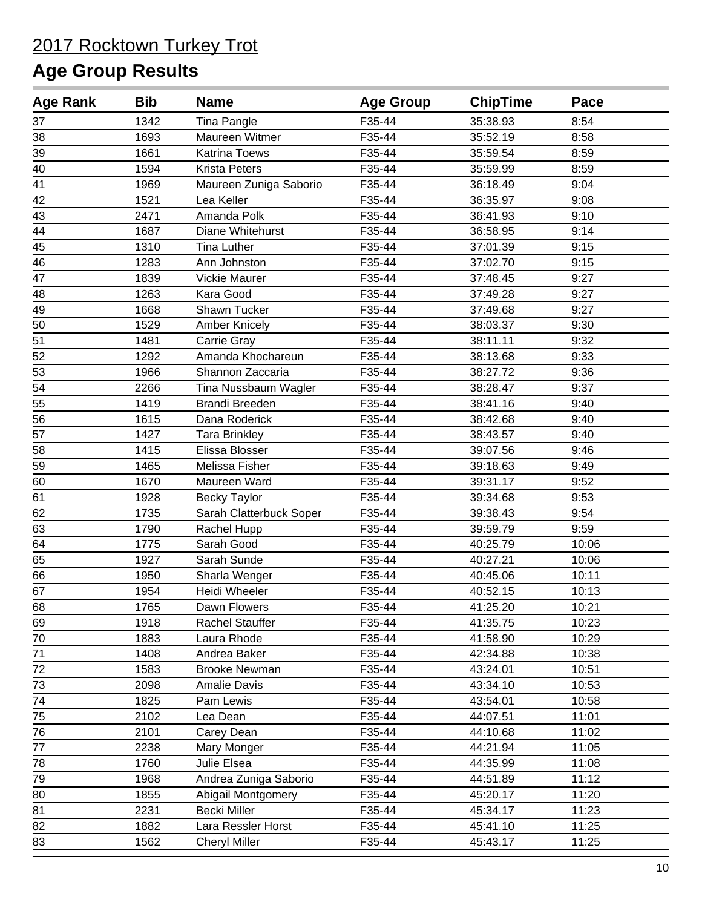# 2017 Rocktown Turkey Trot

## Age Group Results

| Age Rank | Bib | Name | Age Group | ChipTime | Pace |
|---|---|---|---|---|---|
| 37 | 1342 | Tina Pangle | F35-44 | 35:38.93 | 8:54 |
| 38 | 1693 | Maureen Witmer | F35-44 | 35:52.19 | 8:58 |
| 39 | 1661 | Katrina Toews | F35-44 | 35:59.54 | 8:59 |
| 40 | 1594 | Krista Peters | F35-44 | 35:59.99 | 8:59 |
| 41 | 1969 | Maureen Zuniga Saborio | F35-44 | 36:18.49 | 9:04 |
| 42 | 1521 | Lea Keller | F35-44 | 36:35.97 | 9:08 |
| 43 | 2471 | Amanda Polk | F35-44 | 36:41.93 | 9:10 |
| 44 | 1687 | Diane Whitehurst | F35-44 | 36:58.95 | 9:14 |
| 45 | 1310 | Tina Luther | F35-44 | 37:01.39 | 9:15 |
| 46 | 1283 | Ann Johnston | F35-44 | 37:02.70 | 9:15 |
| 47 | 1839 | Vickie Maurer | F35-44 | 37:48.45 | 9:27 |
| 48 | 1263 | Kara Good | F35-44 | 37:49.28 | 9:27 |
| 49 | 1668 | Shawn Tucker | F35-44 | 37:49.68 | 9:27 |
| 50 | 1529 | Amber Knicely | F35-44 | 38:03.37 | 9:30 |
| 51 | 1481 | Carrie Gray | F35-44 | 38:11.11 | 9:32 |
| 52 | 1292 | Amanda Khochareun | F35-44 | 38:13.68 | 9:33 |
| 53 | 1966 | Shannon Zaccaria | F35-44 | 38:27.72 | 9:36 |
| 54 | 2266 | Tina Nussbaum Wagler | F35-44 | 38:28.47 | 9:37 |
| 55 | 1419 | Brandi Breeden | F35-44 | 38:41.16 | 9:40 |
| 56 | 1615 | Dana Roderick | F35-44 | 38:42.68 | 9:40 |
| 57 | 1427 | Tara Brinkley | F35-44 | 38:43.57 | 9:40 |
| 58 | 1415 | Elissa Blosser | F35-44 | 39:07.56 | 9:46 |
| 59 | 1465 | Melissa Fisher | F35-44 | 39:18.63 | 9:49 |
| 60 | 1670 | Maureen Ward | F35-44 | 39:31.17 | 9:52 |
| 61 | 1928 | Becky Taylor | F35-44 | 39:34.68 | 9:53 |
| 62 | 1735 | Sarah Clatterbuck Soper | F35-44 | 39:38.43 | 9:54 |
| 63 | 1790 | Rachel Hupp | F35-44 | 39:59.79 | 9:59 |
| 64 | 1775 | Sarah Good | F35-44 | 40:25.79 | 10:06 |
| 65 | 1927 | Sarah Sunde | F35-44 | 40:27.21 | 10:06 |
| 66 | 1950 | Sharla Wenger | F35-44 | 40:45.06 | 10:11 |
| 67 | 1954 | Heidi Wheeler | F35-44 | 40:52.15 | 10:13 |
| 68 | 1765 | Dawn Flowers | F35-44 | 41:25.20 | 10:21 |
| 69 | 1918 | Rachel Stauffer | F35-44 | 41:35.75 | 10:23 |
| 70 | 1883 | Laura Rhode | F35-44 | 41:58.90 | 10:29 |
| 71 | 1408 | Andrea Baker | F35-44 | 42:34.88 | 10:38 |
| 72 | 1583 | Brooke Newman | F35-44 | 43:24.01 | 10:51 |
| 73 | 2098 | Amalie Davis | F35-44 | 43:34.10 | 10:53 |
| 74 | 1825 | Pam Lewis | F35-44 | 43:54.01 | 10:58 |
| 75 | 2102 | Lea Dean | F35-44 | 44:07.51 | 11:01 |
| 76 | 2101 | Carey Dean | F35-44 | 44:10.68 | 11:02 |
| 77 | 2238 | Mary Monger | F35-44 | 44:21.94 | 11:05 |
| 78 | 1760 | Julie Elsea | F35-44 | 44:35.99 | 11:08 |
| 79 | 1968 | Andrea Zuniga Saborio | F35-44 | 44:51.89 | 11:12 |
| 80 | 1855 | Abigail Montgomery | F35-44 | 45:20.17 | 11:20 |
| 81 | 2231 | Becki Miller | F35-44 | 45:34.17 | 11:23 |
| 82 | 1882 | Lara Ressler Horst | F35-44 | 45:41.10 | 11:25 |
| 83 | 1562 | Cheryl Miller | F35-44 | 45:43.17 | 11:25 |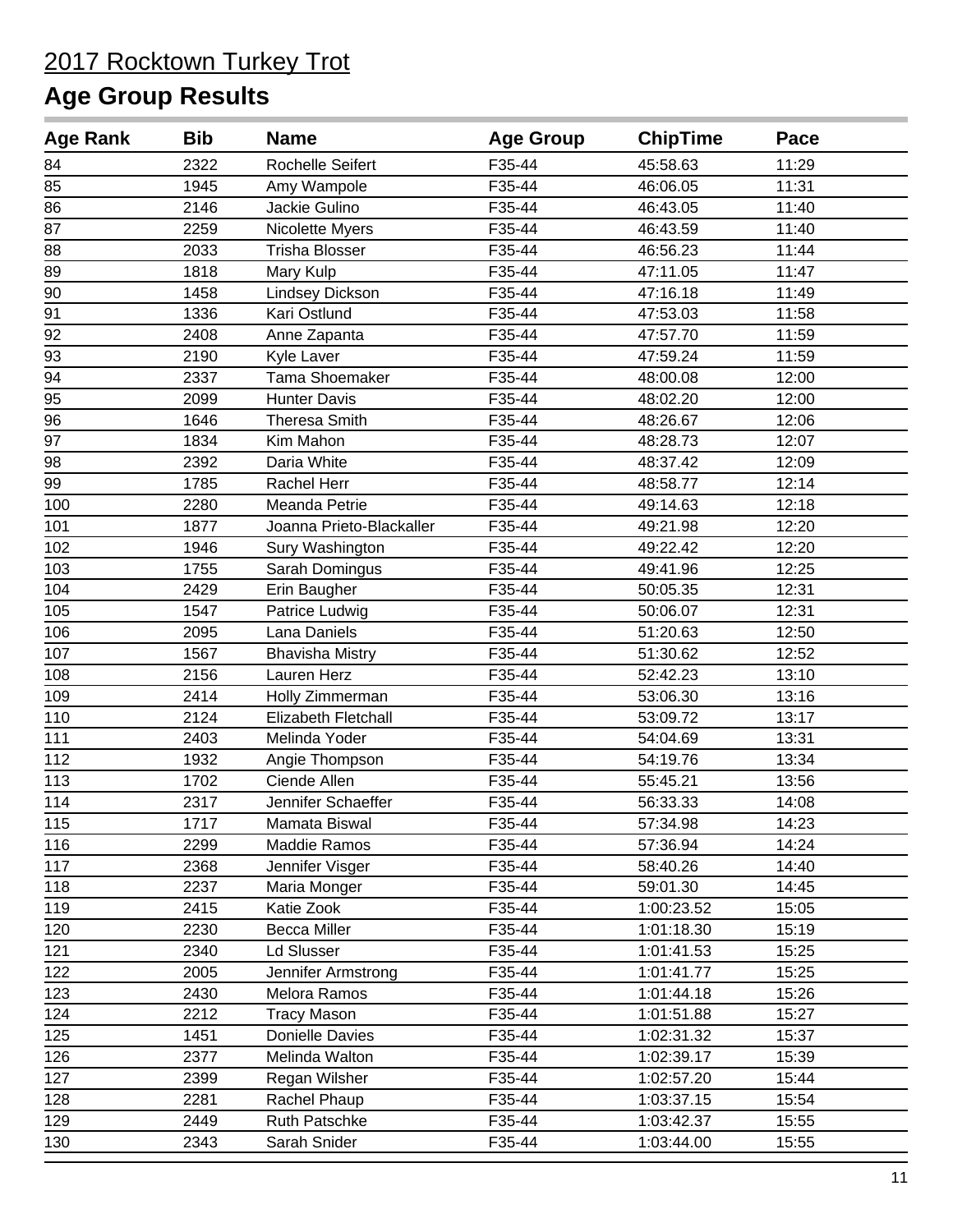# 2017 Rocktown Turkey Trot

## Age Group Results

| Age Rank | Bib | Name | Age Group | ChipTime | Pace |
|---|---|---|---|---|---|
| 84 | 2322 | Rochelle Seifert | F35-44 | 45:58.63 | 11:29 |
| 85 | 1945 | Amy Wampole | F35-44 | 46:06.05 | 11:31 |
| 86 | 2146 | Jackie Gulino | F35-44 | 46:43.05 | 11:40 |
| 87 | 2259 | Nicolette Myers | F35-44 | 46:43.59 | 11:40 |
| 88 | 2033 | Trisha Blosser | F35-44 | 46:56.23 | 11:44 |
| 89 | 1818 | Mary Kulp | F35-44 | 47:11.05 | 11:47 |
| 90 | 1458 | Lindsey Dickson | F35-44 | 47:16.18 | 11:49 |
| 91 | 1336 | Kari Ostlund | F35-44 | 47:53.03 | 11:58 |
| 92 | 2408 | Anne Zapanta | F35-44 | 47:57.70 | 11:59 |
| 93 | 2190 | Kyle Laver | F35-44 | 47:59.24 | 11:59 |
| 94 | 2337 | Tama Shoemaker | F35-44 | 48:00.08 | 12:00 |
| 95 | 2099 | Hunter Davis | F35-44 | 48:02.20 | 12:00 |
| 96 | 1646 | Theresa Smith | F35-44 | 48:26.67 | 12:06 |
| 97 | 1834 | Kim Mahon | F35-44 | 48:28.73 | 12:07 |
| 98 | 2392 | Daria White | F35-44 | 48:37.42 | 12:09 |
| 99 | 1785 | Rachel Herr | F35-44 | 48:58.77 | 12:14 |
| 100 | 2280 | Meanda Petrie | F35-44 | 49:14.63 | 12:18 |
| 101 | 1877 | Joanna Prieto-Blackaller | F35-44 | 49:21.98 | 12:20 |
| 102 | 1946 | Sury Washington | F35-44 | 49:22.42 | 12:20 |
| 103 | 1755 | Sarah Domingus | F35-44 | 49:41.96 | 12:25 |
| 104 | 2429 | Erin Baugher | F35-44 | 50:05.35 | 12:31 |
| 105 | 1547 | Patrice Ludwig | F35-44 | 50:06.07 | 12:31 |
| 106 | 2095 | Lana Daniels | F35-44 | 51:20.63 | 12:50 |
| 107 | 1567 | Bhavisha Mistry | F35-44 | 51:30.62 | 12:52 |
| 108 | 2156 | Lauren Herz | F35-44 | 52:42.23 | 13:10 |
| 109 | 2414 | Holly Zimmerman | F35-44 | 53:06.30 | 13:16 |
| 110 | 2124 | Elizabeth Fletchall | F35-44 | 53:09.72 | 13:17 |
| 111 | 2403 | Melinda Yoder | F35-44 | 54:04.69 | 13:31 |
| 112 | 1932 | Angie Thompson | F35-44 | 54:19.76 | 13:34 |
| 113 | 1702 | Ciende Allen | F35-44 | 55:45.21 | 13:56 |
| 114 | 2317 | Jennifer Schaeffer | F35-44 | 56:33.33 | 14:08 |
| 115 | 1717 | Mamata Biswal | F35-44 | 57:34.98 | 14:23 |
| 116 | 2299 | Maddie Ramos | F35-44 | 57:36.94 | 14:24 |
| 117 | 2368 | Jennifer Visger | F35-44 | 58:40.26 | 14:40 |
| 118 | 2237 | Maria Monger | F35-44 | 59:01.30 | 14:45 |
| 119 | 2415 | Katie Zook | F35-44 | 1:00:23.52 | 15:05 |
| 120 | 2230 | Becca Miller | F35-44 | 1:01:18.30 | 15:19 |
| 121 | 2340 | Ld Slusser | F35-44 | 1:01:41.53 | 15:25 |
| 122 | 2005 | Jennifer Armstrong | F35-44 | 1:01:41.77 | 15:25 |
| 123 | 2430 | Melora Ramos | F35-44 | 1:01:44.18 | 15:26 |
| 124 | 2212 | Tracy Mason | F35-44 | 1:01:51.88 | 15:27 |
| 125 | 1451 | Donielle Davies | F35-44 | 1:02:31.32 | 15:37 |
| 126 | 2377 | Melinda Walton | F35-44 | 1:02:39.17 | 15:39 |
| 127 | 2399 | Regan Wilsher | F35-44 | 1:02:57.20 | 15:44 |
| 128 | 2281 | Rachel Phaup | F35-44 | 1:03:37.15 | 15:54 |
| 129 | 2449 | Ruth Patschke | F35-44 | 1:03:42.37 | 15:55 |
| 130 | 2343 | Sarah Snider | F35-44 | 1:03:44.00 | 15:55 |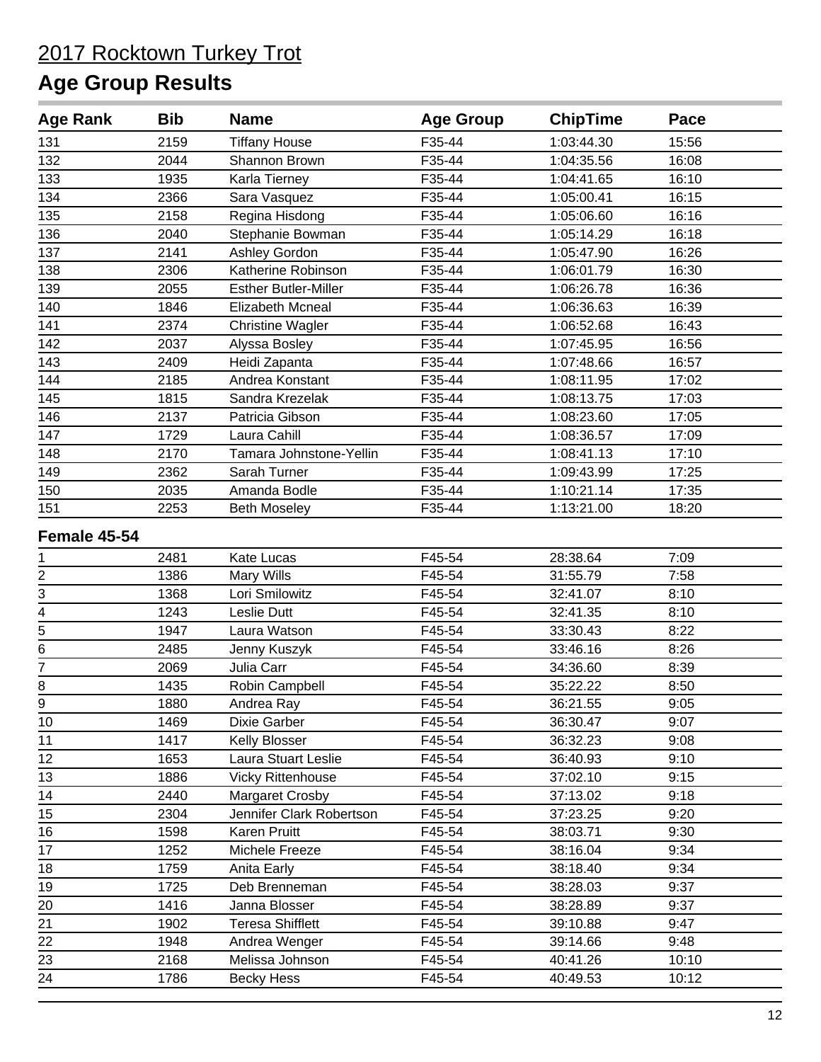# 2017 Rocktown Turkey Trot

## Age Group Results

| Age Rank | Bib | Name | Age Group | ChipTime | Pace |
|---|---|---|---|---|---|
| 131 | 2159 | Tiffany House | F35-44 | 1:03:44.30 | 15:56 |
| 132 | 2044 | Shannon Brown | F35-44 | 1:04:35.56 | 16:08 |
| 133 | 1935 | Karla Tierney | F35-44 | 1:04:41.65 | 16:10 |
| 134 | 2366 | Sara Vasquez | F35-44 | 1:05:00.41 | 16:15 |
| 135 | 2158 | Regina Hisdong | F35-44 | 1:05:06.60 | 16:16 |
| 136 | 2040 | Stephanie Bowman | F35-44 | 1:05:14.29 | 16:18 |
| 137 | 2141 | Ashley Gordon | F35-44 | 1:05:47.90 | 16:26 |
| 138 | 2306 | Katherine Robinson | F35-44 | 1:06:01.79 | 16:30 |
| 139 | 2055 | Esther Butler-Miller | F35-44 | 1:06:26.78 | 16:36 |
| 140 | 1846 | Elizabeth Mcneal | F35-44 | 1:06:36.63 | 16:39 |
| 141 | 2374 | Christine Wagler | F35-44 | 1:06:52.68 | 16:43 |
| 142 | 2037 | Alyssa Bosley | F35-44 | 1:07:45.95 | 16:56 |
| 143 | 2409 | Heidi Zapanta | F35-44 | 1:07:48.66 | 16:57 |
| 144 | 2185 | Andrea Konstant | F35-44 | 1:08:11.95 | 17:02 |
| 145 | 1815 | Sandra Krezelak | F35-44 | 1:08:13.75 | 17:03 |
| 146 | 2137 | Patricia Gibson | F35-44 | 1:08:23.60 | 17:05 |
| 147 | 1729 | Laura Cahill | F35-44 | 1:08:36.57 | 17:09 |
| 148 | 2170 | Tamara Johnstone-Yellin | F35-44 | 1:08:41.13 | 17:10 |
| 149 | 2362 | Sarah Turner | F35-44 | 1:09:43.99 | 17:25 |
| 150 | 2035 | Amanda Bodle | F35-44 | 1:10:21.14 | 17:35 |
| 151 | 2253 | Beth Moseley | F35-44 | 1:13:21.00 | 18:20 |

### Female 45-54

| Age Rank | Bib | Name | Age Group | ChipTime | Pace |
|---|---|---|---|---|---|
| 1 | 2481 | Kate Lucas | F45-54 | 28:38.64 | 7:09 |
| 2 | 1386 | Mary Wills | F45-54 | 31:55.79 | 7:58 |
| 3 | 1368 | Lori Smilowitz | F45-54 | 32:41.07 | 8:10 |
| 4 | 1243 | Leslie Dutt | F45-54 | 32:41.35 | 8:10 |
| 5 | 1947 | Laura Watson | F45-54 | 33:30.43 | 8:22 |
| 6 | 2485 | Jenny Kuszyk | F45-54 | 33:46.16 | 8:26 |
| 7 | 2069 | Julia Carr | F45-54 | 34:36.60 | 8:39 |
| 8 | 1435 | Robin Campbell | F45-54 | 35:22.22 | 8:50 |
| 9 | 1880 | Andrea Ray | F45-54 | 36:21.55 | 9:05 |
| 10 | 1469 | Dixie Garber | F45-54 | 36:30.47 | 9:07 |
| 11 | 1417 | Kelly Blosser | F45-54 | 36:32.23 | 9:08 |
| 12 | 1653 | Laura Stuart Leslie | F45-54 | 36:40.93 | 9:10 |
| 13 | 1886 | Vicky Rittenhouse | F45-54 | 37:02.10 | 9:15 |
| 14 | 2440 | Margaret Crosby | F45-54 | 37:13.02 | 9:18 |
| 15 | 2304 | Jennifer Clark Robertson | F45-54 | 37:23.25 | 9:20 |
| 16 | 1598 | Karen Pruitt | F45-54 | 38:03.71 | 9:30 |
| 17 | 1252 | Michele Freeze | F45-54 | 38:16.04 | 9:34 |
| 18 | 1759 | Anita Early | F45-54 | 38:18.40 | 9:34 |
| 19 | 1725 | Deb Brenneman | F45-54 | 38:28.03 | 9:37 |
| 20 | 1416 | Janna Blosser | F45-54 | 38:28.89 | 9:37 |
| 21 | 1902 | Teresa Shifflett | F45-54 | 39:10.88 | 9:47 |
| 22 | 1948 | Andrea Wenger | F45-54 | 39:14.66 | 9:48 |
| 23 | 2168 | Melissa Johnson | F45-54 | 40:41.26 | 10:10 |
| 24 | 1786 | Becky Hess | F45-54 | 40:49.53 | 10:12 |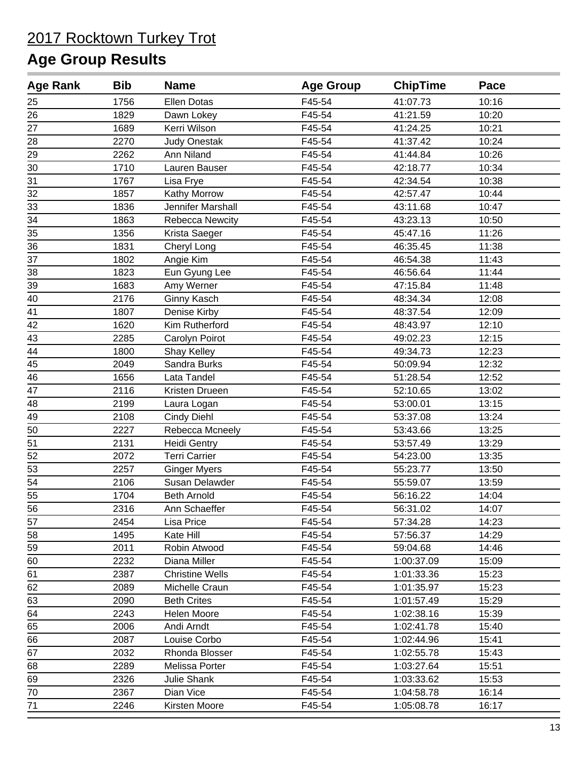2017 Rocktown Turkey Trot

# Age Group Results

| Age Rank | Bib | Name | Age Group | ChipTime | Pace |
|---|---|---|---|---|---|
| 25 | 1756 | Ellen Dotas | F45-54 | 41:07.73 | 10:16 |
| 26 | 1829 | Dawn Lokey | F45-54 | 41:21.59 | 10:20 |
| 27 | 1689 | Kerri Wilson | F45-54 | 41:24.25 | 10:21 |
| 28 | 2270 | Judy Onestak | F45-54 | 41:37.42 | 10:24 |
| 29 | 2262 | Ann Niland | F45-54 | 41:44.84 | 10:26 |
| 30 | 1710 | Lauren Bauser | F45-54 | 42:18.77 | 10:34 |
| 31 | 1767 | Lisa Frye | F45-54 | 42:34.54 | 10:38 |
| 32 | 1857 | Kathy Morrow | F45-54 | 42:57.47 | 10:44 |
| 33 | 1836 | Jennifer Marshall | F45-54 | 43:11.68 | 10:47 |
| 34 | 1863 | Rebecca Newcity | F45-54 | 43:23.13 | 10:50 |
| 35 | 1356 | Krista Saeger | F45-54 | 45:47.16 | 11:26 |
| 36 | 1831 | Cheryl Long | F45-54 | 46:35.45 | 11:38 |
| 37 | 1802 | Angie Kim | F45-54 | 46:54.38 | 11:43 |
| 38 | 1823 | Eun Gyung Lee | F45-54 | 46:56.64 | 11:44 |
| 39 | 1683 | Amy Werner | F45-54 | 47:15.84 | 11:48 |
| 40 | 2176 | Ginny Kasch | F45-54 | 48:34.34 | 12:08 |
| 41 | 1807 | Denise Kirby | F45-54 | 48:37.54 | 12:09 |
| 42 | 1620 | Kim Rutherford | F45-54 | 48:43.97 | 12:10 |
| 43 | 2285 | Carolyn Poirot | F45-54 | 49:02.23 | 12:15 |
| 44 | 1800 | Shay Kelley | F45-54 | 49:34.73 | 12:23 |
| 45 | 2049 | Sandra Burks | F45-54 | 50:09.94 | 12:32 |
| 46 | 1656 | Lata Tandel | F45-54 | 51:28.54 | 12:52 |
| 47 | 2116 | Kristen Drueen | F45-54 | 52:10.65 | 13:02 |
| 48 | 2199 | Laura Logan | F45-54 | 53:00.01 | 13:15 |
| 49 | 2108 | Cindy Diehl | F45-54 | 53:37.08 | 13:24 |
| 50 | 2227 | Rebecca Mcneely | F45-54 | 53:43.66 | 13:25 |
| 51 | 2131 | Heidi Gentry | F45-54 | 53:57.49 | 13:29 |
| 52 | 2072 | Terri Carrier | F45-54 | 54:23.00 | 13:35 |
| 53 | 2257 | Ginger Myers | F45-54 | 55:23.77 | 13:50 |
| 54 | 2106 | Susan Delawder | F45-54 | 55:59.07 | 13:59 |
| 55 | 1704 | Beth Arnold | F45-54 | 56:16.22 | 14:04 |
| 56 | 2316 | Ann Schaeffer | F45-54 | 56:31.02 | 14:07 |
| 57 | 2454 | Lisa Price | F45-54 | 57:34.28 | 14:23 |
| 58 | 1495 | Kate Hill | F45-54 | 57:56.37 | 14:29 |
| 59 | 2011 | Robin Atwood | F45-54 | 59:04.68 | 14:46 |
| 60 | 2232 | Diana Miller | F45-54 | 1:00:37.09 | 15:09 |
| 61 | 2387 | Christine Wells | F45-54 | 1:01:33.36 | 15:23 |
| 62 | 2089 | Michelle Craun | F45-54 | 1:01:35.97 | 15:23 |
| 63 | 2090 | Beth Crites | F45-54 | 1:01:57.49 | 15:29 |
| 64 | 2243 | Helen Moore | F45-54 | 1:02:38.16 | 15:39 |
| 65 | 2006 | Andi Arndt | F45-54 | 1:02:41.78 | 15:40 |
| 66 | 2087 | Louise Corbo | F45-54 | 1:02:44.96 | 15:41 |
| 67 | 2032 | Rhonda Blosser | F45-54 | 1:02:55.78 | 15:43 |
| 68 | 2289 | Melissa Porter | F45-54 | 1:03:27.64 | 15:51 |
| 69 | 2326 | Julie Shank | F45-54 | 1:03:33.62 | 15:53 |
| 70 | 2367 | Dian Vice | F45-54 | 1:04:58.78 | 16:14 |
| 71 | 2246 | Kirsten Moore | F45-54 | 1:05:08.78 | 16:17 |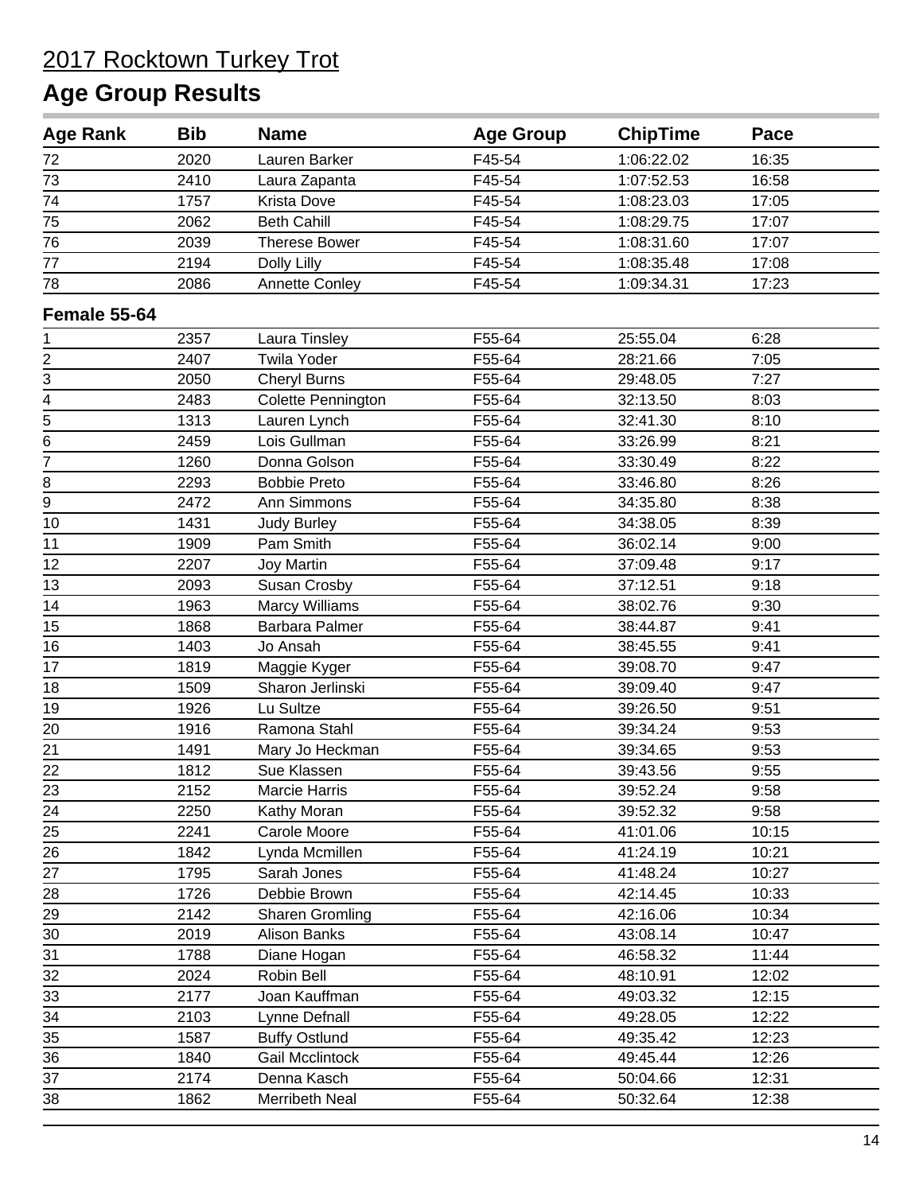# 2017 Rocktown Turkey Trot

## Age Group Results

| Age Rank | Bib | Name | Age Group | ChipTime | Pace |
|---|---|---|---|---|---|
| 72 | 2020 | Lauren Barker | F45-54 | 1:06:22.02 | 16:35 |
| 73 | 2410 | Laura Zapanta | F45-54 | 1:07:52.53 | 16:58 |
| 74 | 1757 | Krista Dove | F45-54 | 1:08:23.03 | 17:05 |
| 75 | 2062 | Beth Cahill | F45-54 | 1:08:29.75 | 17:07 |
| 76 | 2039 | Therese Bower | F45-54 | 1:08:31.60 | 17:07 |
| 77 | 2194 | Dolly Lilly | F45-54 | 1:08:35.48 | 17:08 |
| 78 | 2086 | Annette Conley | F45-54 | 1:09:34.31 | 17:23 |

### Female 55-64

| Age Rank | Bib | Name | Age Group | ChipTime | Pace |
|---|---|---|---|---|---|
| 1 | 2357 | Laura Tinsley | F55-64 | 25:55.04 | 6:28 |
| 2 | 2407 | Twila Yoder | F55-64 | 28:21.66 | 7:05 |
| 3 | 2050 | Cheryl Burns | F55-64 | 29:48.05 | 7:27 |
| 4 | 2483 | Colette Pennington | F55-64 | 32:13.50 | 8:03 |
| 5 | 1313 | Lauren Lynch | F55-64 | 32:41.30 | 8:10 |
| 6 | 2459 | Lois Gullman | F55-64 | 33:26.99 | 8:21 |
| 7 | 1260 | Donna Golson | F55-64 | 33:30.49 | 8:22 |
| 8 | 2293 | Bobbie Preto | F55-64 | 33:46.80 | 8:26 |
| 9 | 2472 | Ann Simmons | F55-64 | 34:35.80 | 8:38 |
| 10 | 1431 | Judy Burley | F55-64 | 34:38.05 | 8:39 |
| 11 | 1909 | Pam Smith | F55-64 | 36:02.14 | 9:00 |
| 12 | 2207 | Joy Martin | F55-64 | 37:09.48 | 9:17 |
| 13 | 2093 | Susan Crosby | F55-64 | 37:12.51 | 9:18 |
| 14 | 1963 | Marcy Williams | F55-64 | 38:02.76 | 9:30 |
| 15 | 1868 | Barbara Palmer | F55-64 | 38:44.87 | 9:41 |
| 16 | 1403 | Jo Ansah | F55-64 | 38:45.55 | 9:41 |
| 17 | 1819 | Maggie Kyger | F55-64 | 39:08.70 | 9:47 |
| 18 | 1509 | Sharon Jerlinski | F55-64 | 39:09.40 | 9:47 |
| 19 | 1926 | Lu Sultze | F55-64 | 39:26.50 | 9:51 |
| 20 | 1916 | Ramona Stahl | F55-64 | 39:34.24 | 9:53 |
| 21 | 1491 | Mary Jo Heckman | F55-64 | 39:34.65 | 9:53 |
| 22 | 1812 | Sue Klassen | F55-64 | 39:43.56 | 9:55 |
| 23 | 2152 | Marcie Harris | F55-64 | 39:52.24 | 9:58 |
| 24 | 2250 | Kathy Moran | F55-64 | 39:52.32 | 9:58 |
| 25 | 2241 | Carole Moore | F55-64 | 41:01.06 | 10:15 |
| 26 | 1842 | Lynda Mcmillen | F55-64 | 41:24.19 | 10:21 |
| 27 | 1795 | Sarah Jones | F55-64 | 41:48.24 | 10:27 |
| 28 | 1726 | Debbie Brown | F55-64 | 42:14.45 | 10:33 |
| 29 | 2142 | Sharen Gromling | F55-64 | 42:16.06 | 10:34 |
| 30 | 2019 | Alison Banks | F55-64 | 43:08.14 | 10:47 |
| 31 | 1788 | Diane Hogan | F55-64 | 46:58.32 | 11:44 |
| 32 | 2024 | Robin Bell | F55-64 | 48:10.91 | 12:02 |
| 33 | 2177 | Joan Kauffman | F55-64 | 49:03.32 | 12:15 |
| 34 | 2103 | Lynne Defnall | F55-64 | 49:28.05 | 12:22 |
| 35 | 1587 | Buffy Ostlund | F55-64 | 49:35.42 | 12:23 |
| 36 | 1840 | Gail Mcclintock | F55-64 | 49:45.44 | 12:26 |
| 37 | 2174 | Denna Kasch | F55-64 | 50:04.66 | 12:31 |
| 38 | 1862 | Merribeth Neal | F55-64 | 50:32.64 | 12:38 |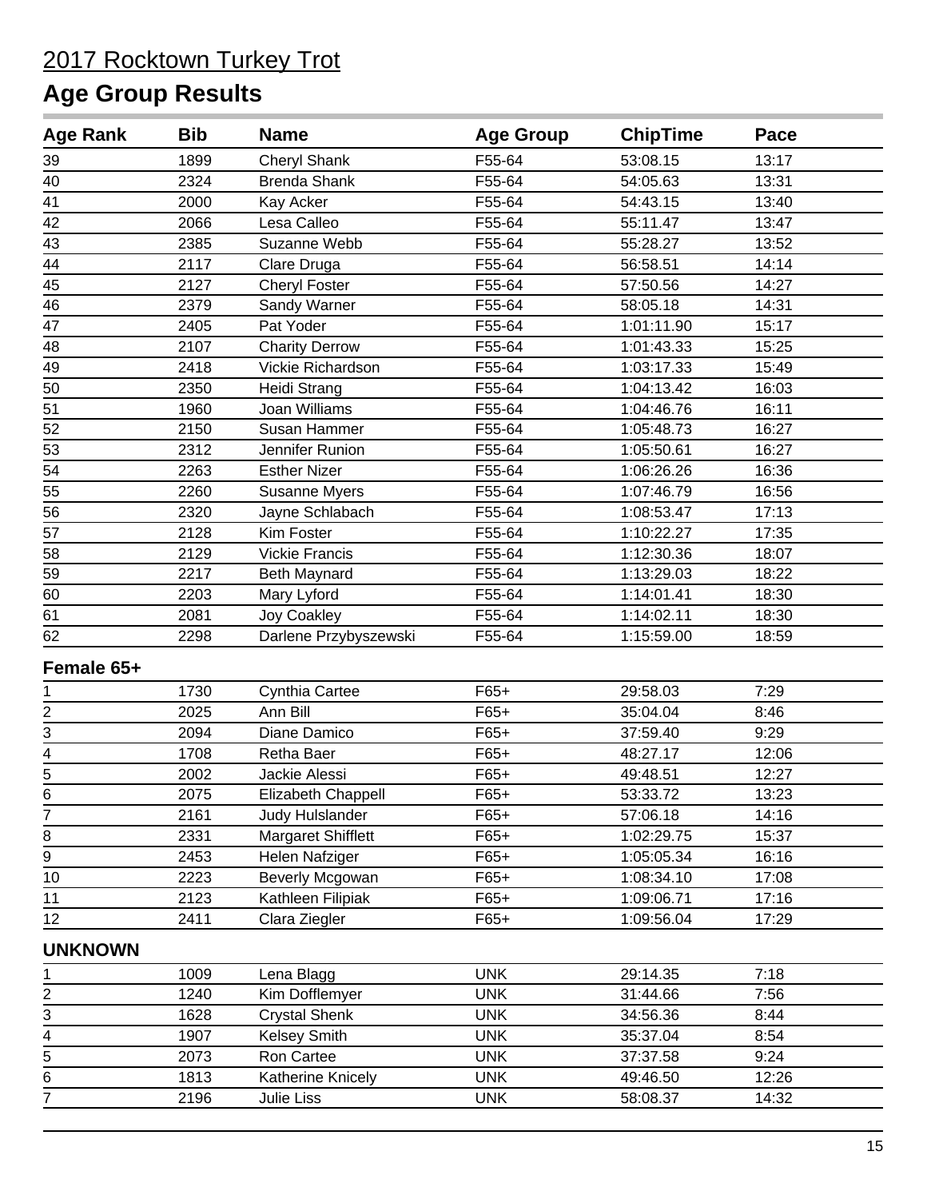# 2017 Rocktown Turkey Trot

## Age Group Results

| Age Rank | Bib | Name | Age Group | ChipTime | Pace |
|---|---|---|---|---|---|
| 39 | 1899 | Cheryl Shank | F55-64 | 53:08.15 | 13:17 |
| 40 | 2324 | Brenda Shank | F55-64 | 54:05.63 | 13:31 |
| 41 | 2000 | Kay Acker | F55-64 | 54:43.15 | 13:40 |
| 42 | 2066 | Lesa Calleo | F55-64 | 55:11.47 | 13:47 |
| 43 | 2385 | Suzanne Webb | F55-64 | 55:28.27 | 13:52 |
| 44 | 2117 | Clare Druga | F55-64 | 56:58.51 | 14:14 |
| 45 | 2127 | Cheryl Foster | F55-64 | 57:50.56 | 14:27 |
| 46 | 2379 | Sandy Warner | F55-64 | 58:05.18 | 14:31 |
| 47 | 2405 | Pat Yoder | F55-64 | 1:01:11.90 | 15:17 |
| 48 | 2107 | Charity Derrow | F55-64 | 1:01:43.33 | 15:25 |
| 49 | 2418 | Vickie Richardson | F55-64 | 1:03:17.33 | 15:49 |
| 50 | 2350 | Heidi Strang | F55-64 | 1:04:13.42 | 16:03 |
| 51 | 1960 | Joan Williams | F55-64 | 1:04:46.76 | 16:11 |
| 52 | 2150 | Susan Hammer | F55-64 | 1:05:48.73 | 16:27 |
| 53 | 2312 | Jennifer Runion | F55-64 | 1:05:50.61 | 16:27 |
| 54 | 2263 | Esther Nizer | F55-64 | 1:06:26.26 | 16:36 |
| 55 | 2260 | Susanne Myers | F55-64 | 1:07:46.79 | 16:56 |
| 56 | 2320 | Jayne Schlabach | F55-64 | 1:08:53.47 | 17:13 |
| 57 | 2128 | Kim Foster | F55-64 | 1:10:22.27 | 17:35 |
| 58 | 2129 | Vickie Francis | F55-64 | 1:12:30.36 | 18:07 |
| 59 | 2217 | Beth Maynard | F55-64 | 1:13:29.03 | 18:22 |
| 60 | 2203 | Mary Lyford | F55-64 | 1:14:01.41 | 18:30 |
| 61 | 2081 | Joy Coakley | F55-64 | 1:14:02.11 | 18:30 |
| 62 | 2298 | Darlene Przybyszewski | F55-64 | 1:15:59.00 | 18:59 |

### Female 65+

| Age Rank | Bib | Name | Age Group | ChipTime | Pace |
|---|---|---|---|---|---|
| 1 | 1730 | Cynthia Cartee | F65+ | 29:58.03 | 7:29 |
| 2 | 2025 | Ann Bill | F65+ | 35:04.04 | 8:46 |
| 3 | 2094 | Diane Damico | F65+ | 37:59.40 | 9:29 |
| 4 | 1708 | Retha Baer | F65+ | 48:27.17 | 12:06 |
| 5 | 2002 | Jackie Alessi | F65+ | 49:48.51 | 12:27 |
| 6 | 2075 | Elizabeth Chappell | F65+ | 53:33.72 | 13:23 |
| 7 | 2161 | Judy Hulslander | F65+ | 57:06.18 | 14:16 |
| 8 | 2331 | Margaret Shifflett | F65+ | 1:02:29.75 | 15:37 |
| 9 | 2453 | Helen Nafziger | F65+ | 1:05:05.34 | 16:16 |
| 10 | 2223 | Beverly Mcgowan | F65+ | 1:08:34.10 | 17:08 |
| 11 | 2123 | Kathleen Filipiak | F65+ | 1:09:06.71 | 17:16 |
| 12 | 2411 | Clara Ziegler | F65+ | 1:09:56.04 | 17:29 |

### UNKNOWN

| Age Rank | Bib | Name | Age Group | ChipTime | Pace |
|---|---|---|---|---|---|
| 1 | 1009 | Lena Blagg | UNK | 29:14.35 | 7:18 |
| 2 | 1240 | Kim Dofflemyer | UNK | 31:44.66 | 7:56 |
| 3 | 1628 | Crystal Shenk | UNK | 34:56.36 | 8:44 |
| 4 | 1907 | Kelsey Smith | UNK | 35:37.04 | 8:54 |
| 5 | 2073 | Ron Cartee | UNK | 37:37.58 | 9:24 |
| 6 | 1813 | Katherine Knicely | UNK | 49:46.50 | 12:26 |
| 7 | 2196 | Julie Liss | UNK | 58:08.37 | 14:32 |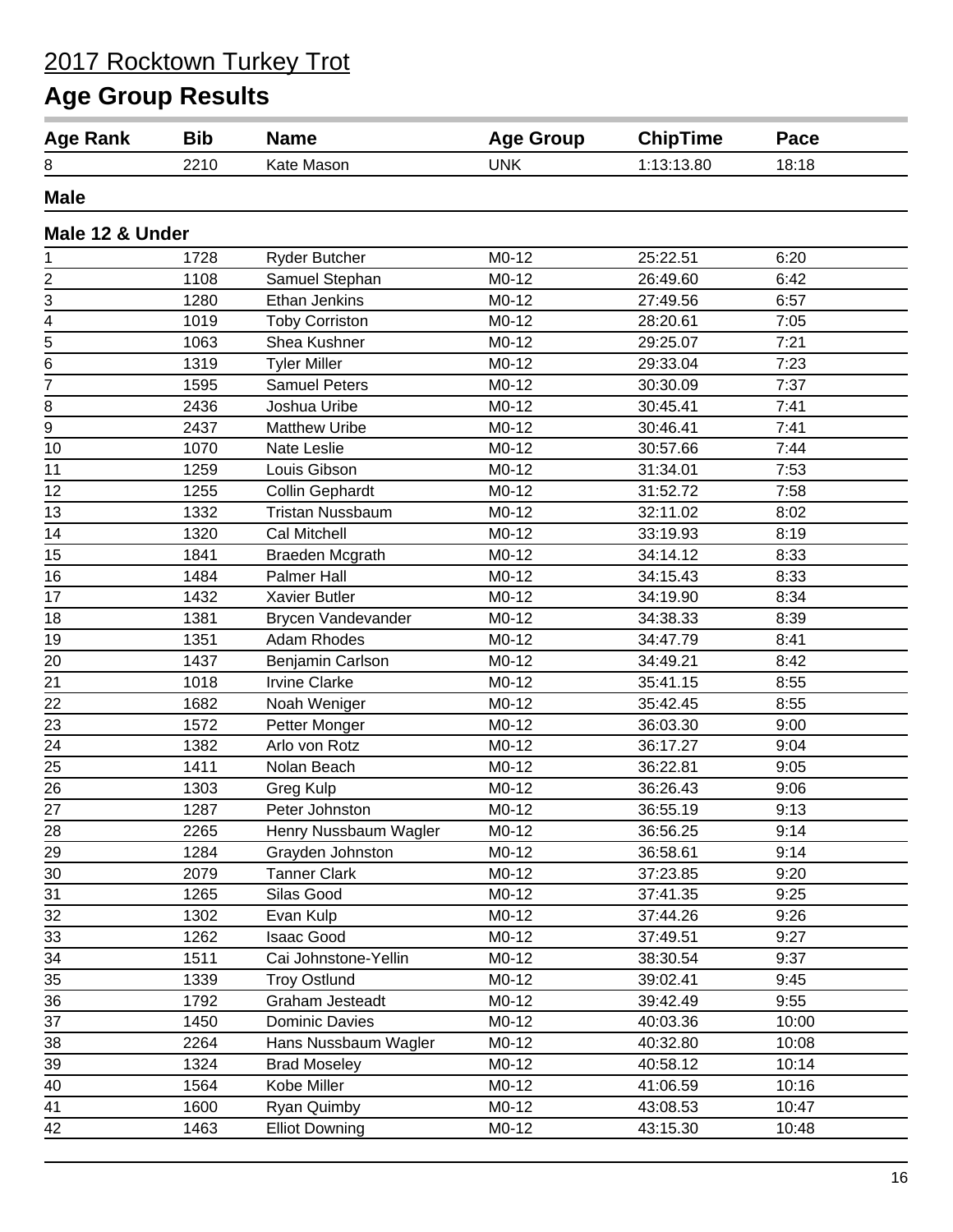# 2017 Rocktown Turkey Trot

## Age Group Results

| Age Rank | Bib | Name | Age Group | ChipTime | Pace |
|---|---|---|---|---|---|
| 8 | 2210 | Kate Mason | UNK | 1:13:13.80 | 18:18 |

### Male

### Male 12 & Under

| Age Rank | Bib | Name | Age Group | ChipTime | Pace |
|---|---|---|---|---|---|
| 1 | 1728 | Ryder Butcher | M0-12 | 25:22.51 | 6:20 |
| 2 | 1108 | Samuel Stephan | M0-12 | 26:49.60 | 6:42 |
| 3 | 1280 | Ethan Jenkins | M0-12 | 27:49.56 | 6:57 |
| 4 | 1019 | Toby Corriston | M0-12 | 28:20.61 | 7:05 |
| 5 | 1063 | Shea Kushner | M0-12 | 29:25.07 | 7:21 |
| 6 | 1319 | Tyler Miller | M0-12 | 29:33.04 | 7:23 |
| 7 | 1595 | Samuel Peters | M0-12 | 30:30.09 | 7:37 |
| 8 | 2436 | Joshua Uribe | M0-12 | 30:45.41 | 7:41 |
| 9 | 2437 | Matthew Uribe | M0-12 | 30:46.41 | 7:41 |
| 10 | 1070 | Nate Leslie | M0-12 | 30:57.66 | 7:44 |
| 11 | 1259 | Louis Gibson | M0-12 | 31:34.01 | 7:53 |
| 12 | 1255 | Collin Gephardt | M0-12 | 31:52.72 | 7:58 |
| 13 | 1332 | Tristan Nussbaum | M0-12 | 32:11.02 | 8:02 |
| 14 | 1320 | Cal Mitchell | M0-12 | 33:19.93 | 8:19 |
| 15 | 1841 | Braeden Mcgrath | M0-12 | 34:14.12 | 8:33 |
| 16 | 1484 | Palmer Hall | M0-12 | 34:15.43 | 8:33 |
| 17 | 1432 | Xavier Butler | M0-12 | 34:19.90 | 8:34 |
| 18 | 1381 | Brycen Vandevander | M0-12 | 34:38.33 | 8:39 |
| 19 | 1351 | Adam Rhodes | M0-12 | 34:47.79 | 8:41 |
| 20 | 1437 | Benjamin Carlson | M0-12 | 34:49.21 | 8:42 |
| 21 | 1018 | Irvine Clarke | M0-12 | 35:41.15 | 8:55 |
| 22 | 1682 | Noah Weniger | M0-12 | 35:42.45 | 8:55 |
| 23 | 1572 | Petter Monger | M0-12 | 36:03.30 | 9:00 |
| 24 | 1382 | Arlo von Rotz | M0-12 | 36:17.27 | 9:04 |
| 25 | 1411 | Nolan Beach | M0-12 | 36:22.81 | 9:05 |
| 26 | 1303 | Greg Kulp | M0-12 | 36:26.43 | 9:06 |
| 27 | 1287 | Peter Johnston | M0-12 | 36:55.19 | 9:13 |
| 28 | 2265 | Henry Nussbaum Wagler | M0-12 | 36:56.25 | 9:14 |
| 29 | 1284 | Grayden Johnston | M0-12 | 36:58.61 | 9:14 |
| 30 | 2079 | Tanner Clark | M0-12 | 37:23.85 | 9:20 |
| 31 | 1265 | Silas Good | M0-12 | 37:41.35 | 9:25 |
| 32 | 1302 | Evan Kulp | M0-12 | 37:44.26 | 9:26 |
| 33 | 1262 | Isaac Good | M0-12 | 37:49.51 | 9:27 |
| 34 | 1511 | Cai Johnstone-Yellin | M0-12 | 38:30.54 | 9:37 |
| 35 | 1339 | Troy Ostlund | M0-12 | 39:02.41 | 9:45 |
| 36 | 1792 | Graham Jesteadt | M0-12 | 39:42.49 | 9:55 |
| 37 | 1450 | Dominic Davies | M0-12 | 40:03.36 | 10:00 |
| 38 | 2264 | Hans Nussbaum Wagler | M0-12 | 40:32.80 | 10:08 |
| 39 | 1324 | Brad Moseley | M0-12 | 40:58.12 | 10:14 |
| 40 | 1564 | Kobe Miller | M0-12 | 41:06.59 | 10:16 |
| 41 | 1600 | Ryan Quimby | M0-12 | 43:08.53 | 10:47 |
| 42 | 1463 | Elliot Downing | M0-12 | 43:15.30 | 10:48 |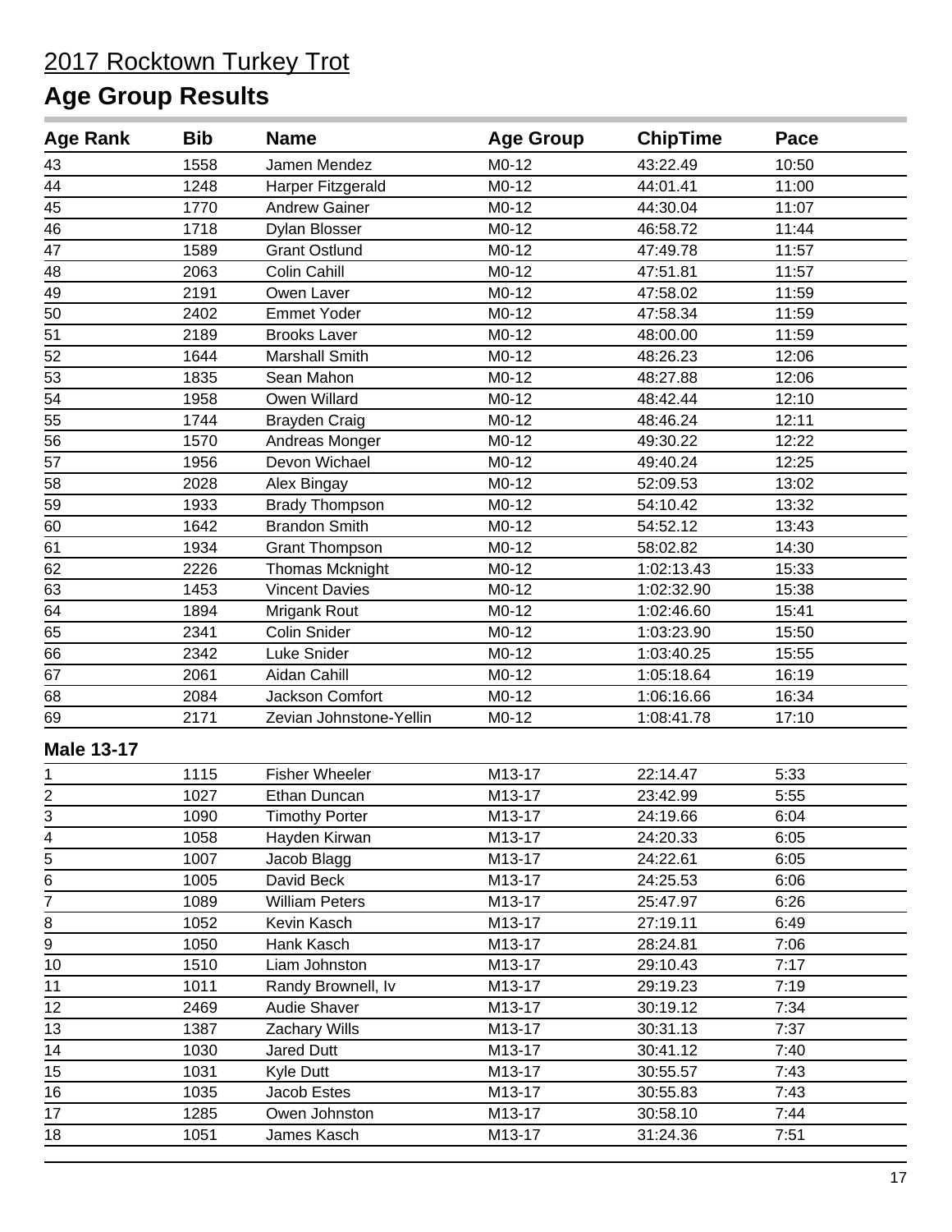# 2017 Rocktown Turkey Trot

## Age Group Results

| Age Rank | Bib | Name | Age Group | ChipTime | Pace |
|---|---|---|---|---|---|
| 43 | 1558 | Jamen Mendez | M0-12 | 43:22.49 | 10:50 |
| 44 | 1248 | Harper Fitzgerald | M0-12 | 44:01.41 | 11:00 |
| 45 | 1770 | Andrew Gainer | M0-12 | 44:30.04 | 11:07 |
| 46 | 1718 | Dylan Blosser | M0-12 | 46:58.72 | 11:44 |
| 47 | 1589 | Grant Ostlund | M0-12 | 47:49.78 | 11:57 |
| 48 | 2063 | Colin Cahill | M0-12 | 47:51.81 | 11:57 |
| 49 | 2191 | Owen Laver | M0-12 | 47:58.02 | 11:59 |
| 50 | 2402 | Emmet Yoder | M0-12 | 47:58.34 | 11:59 |
| 51 | 2189 | Brooks Laver | M0-12 | 48:00.00 | 11:59 |
| 52 | 1644 | Marshall Smith | M0-12 | 48:26.23 | 12:06 |
| 53 | 1835 | Sean Mahon | M0-12 | 48:27.88 | 12:06 |
| 54 | 1958 | Owen Willard | M0-12 | 48:42.44 | 12:10 |
| 55 | 1744 | Brayden Craig | M0-12 | 48:46.24 | 12:11 |
| 56 | 1570 | Andreas Monger | M0-12 | 49:30.22 | 12:22 |
| 57 | 1956 | Devon Wichael | M0-12 | 49:40.24 | 12:25 |
| 58 | 2028 | Alex Bingay | M0-12 | 52:09.53 | 13:02 |
| 59 | 1933 | Brady Thompson | M0-12 | 54:10.42 | 13:32 |
| 60 | 1642 | Brandon Smith | M0-12 | 54:52.12 | 13:43 |
| 61 | 1934 | Grant Thompson | M0-12 | 58:02.82 | 14:30 |
| 62 | 2226 | Thomas Mcknight | M0-12 | 1:02:13.43 | 15:33 |
| 63 | 1453 | Vincent Davies | M0-12 | 1:02:32.90 | 15:38 |
| 64 | 1894 | Mrigank Rout | M0-12 | 1:02:46.60 | 15:41 |
| 65 | 2341 | Colin Snider | M0-12 | 1:03:23.90 | 15:50 |
| 66 | 2342 | Luke Snider | M0-12 | 1:03:40.25 | 15:55 |
| 67 | 2061 | Aidan Cahill | M0-12 | 1:05:18.64 | 16:19 |
| 68 | 2084 | Jackson Comfort | M0-12 | 1:06:16.66 | 16:34 |
| 69 | 2171 | Zevian Johnstone-Yellin | M0-12 | 1:08:41.78 | 17:10 |

### Male 13-17

| Age Rank | Bib | Name | Age Group | ChipTime | Pace |
|---|---|---|---|---|---|
| 1 | 1115 | Fisher Wheeler | M13-17 | 22:14.47 | 5:33 |
| 2 | 1027 | Ethan Duncan | M13-17 | 23:42.99 | 5:55 |
| 3 | 1090 | Timothy Porter | M13-17 | 24:19.66 | 6:04 |
| 4 | 1058 | Hayden Kirwan | M13-17 | 24:20.33 | 6:05 |
| 5 | 1007 | Jacob Blagg | M13-17 | 24:22.61 | 6:05 |
| 6 | 1005 | David Beck | M13-17 | 24:25.53 | 6:06 |
| 7 | 1089 | William Peters | M13-17 | 25:47.97 | 6:26 |
| 8 | 1052 | Kevin Kasch | M13-17 | 27:19.11 | 6:49 |
| 9 | 1050 | Hank Kasch | M13-17 | 28:24.81 | 7:06 |
| 10 | 1510 | Liam Johnston | M13-17 | 29:10.43 | 7:17 |
| 11 | 1011 | Randy Brownell, Iv | M13-17 | 29:19.23 | 7:19 |
| 12 | 2469 | Audie Shaver | M13-17 | 30:19.12 | 7:34 |
| 13 | 1387 | Zachary Wills | M13-17 | 30:31.13 | 7:37 |
| 14 | 1030 | Jared Dutt | M13-17 | 30:41.12 | 7:40 |
| 15 | 1031 | Kyle Dutt | M13-17 | 30:55.57 | 7:43 |
| 16 | 1035 | Jacob Estes | M13-17 | 30:55.83 | 7:43 |
| 17 | 1285 | Owen Johnston | M13-17 | 30:58.10 | 7:44 |
| 18 | 1051 | James Kasch | M13-17 | 31:24.36 | 7:51 |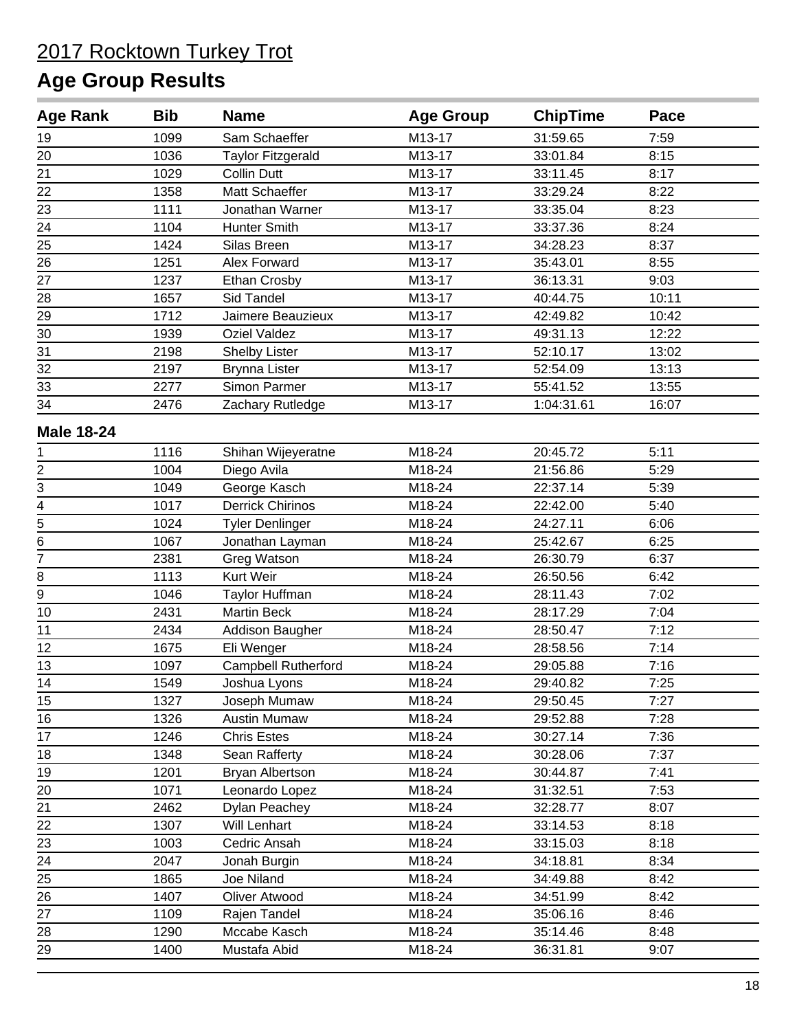# 2017 Rocktown Turkey Trot

## Age Group Results

| Age Rank | Bib | Name | Age Group | ChipTime | Pace |
|---|---|---|---|---|---|
| 19 | 1099 | Sam Schaeffer | M13-17 | 31:59.65 | 7:59 |
| 20 | 1036 | Taylor Fitzgerald | M13-17 | 33:01.84 | 8:15 |
| 21 | 1029 | Collin Dutt | M13-17 | 33:11.45 | 8:17 |
| 22 | 1358 | Matt Schaeffer | M13-17 | 33:29.24 | 8:22 |
| 23 | 1111 | Jonathan Warner | M13-17 | 33:35.04 | 8:23 |
| 24 | 1104 | Hunter Smith | M13-17 | 33:37.36 | 8:24 |
| 25 | 1424 | Silas Breen | M13-17 | 34:28.23 | 8:37 |
| 26 | 1251 | Alex Forward | M13-17 | 35:43.01 | 8:55 |
| 27 | 1237 | Ethan Crosby | M13-17 | 36:13.31 | 9:03 |
| 28 | 1657 | Sid Tandel | M13-17 | 40:44.75 | 10:11 |
| 29 | 1712 | Jaimere Beauzieux | M13-17 | 42:49.82 | 10:42 |
| 30 | 1939 | Oziel Valdez | M13-17 | 49:31.13 | 12:22 |
| 31 | 2198 | Shelby Lister | M13-17 | 52:10.17 | 13:02 |
| 32 | 2197 | Brynna Lister | M13-17 | 52:54.09 | 13:13 |
| 33 | 2277 | Simon Parmer | M13-17 | 55:41.52 | 13:55 |
| 34 | 2476 | Zachary Rutledge | M13-17 | 1:04:31.61 | 16:07 |

### Male 18-24

| Age Rank | Bib | Name | Age Group | ChipTime | Pace |
|---|---|---|---|---|---|
| 1 | 1116 | Shihan Wijeyeratne | M18-24 | 20:45.72 | 5:11 |
| 2 | 1004 | Diego Avila | M18-24 | 21:56.86 | 5:29 |
| 3 | 1049 | George Kasch | M18-24 | 22:37.14 | 5:39 |
| 4 | 1017 | Derrick Chirinos | M18-24 | 22:42.00 | 5:40 |
| 5 | 1024 | Tyler Denlinger | M18-24 | 24:27.11 | 6:06 |
| 6 | 1067 | Jonathan Layman | M18-24 | 25:42.67 | 6:25 |
| 7 | 2381 | Greg Watson | M18-24 | 26:30.79 | 6:37 |
| 8 | 1113 | Kurt Weir | M18-24 | 26:50.56 | 6:42 |
| 9 | 1046 | Taylor Huffman | M18-24 | 28:11.43 | 7:02 |
| 10 | 2431 | Martin Beck | M18-24 | 28:17.29 | 7:04 |
| 11 | 2434 | Addison Baugher | M18-24 | 28:50.47 | 7:12 |
| 12 | 1675 | Eli Wenger | M18-24 | 28:58.56 | 7:14 |
| 13 | 1097 | Campbell Rutherford | M18-24 | 29:05.88 | 7:16 |
| 14 | 1549 | Joshua Lyons | M18-24 | 29:40.82 | 7:25 |
| 15 | 1327 | Joseph Mumaw | M18-24 | 29:50.45 | 7:27 |
| 16 | 1326 | Austin Mumaw | M18-24 | 29:52.88 | 7:28 |
| 17 | 1246 | Chris Estes | M18-24 | 30:27.14 | 7:36 |
| 18 | 1348 | Sean Rafferty | M18-24 | 30:28.06 | 7:37 |
| 19 | 1201 | Bryan Albertson | M18-24 | 30:44.87 | 7:41 |
| 20 | 1071 | Leonardo Lopez | M18-24 | 31:32.51 | 7:53 |
| 21 | 2462 | Dylan Peachey | M18-24 | 32:28.77 | 8:07 |
| 22 | 1307 | Will Lenhart | M18-24 | 33:14.53 | 8:18 |
| 23 | 1003 | Cedric Ansah | M18-24 | 33:15.03 | 8:18 |
| 24 | 2047 | Jonah Burgin | M18-24 | 34:18.81 | 8:34 |
| 25 | 1865 | Joe Niland | M18-24 | 34:49.88 | 8:42 |
| 26 | 1407 | Oliver Atwood | M18-24 | 34:51.99 | 8:42 |
| 27 | 1109 | Rajen Tandel | M18-24 | 35:06.16 | 8:46 |
| 28 | 1290 | Mccabe Kasch | M18-24 | 35:14.46 | 8:48 |
| 29 | 1400 | Mustafa Abid | M18-24 | 36:31.81 | 9:07 |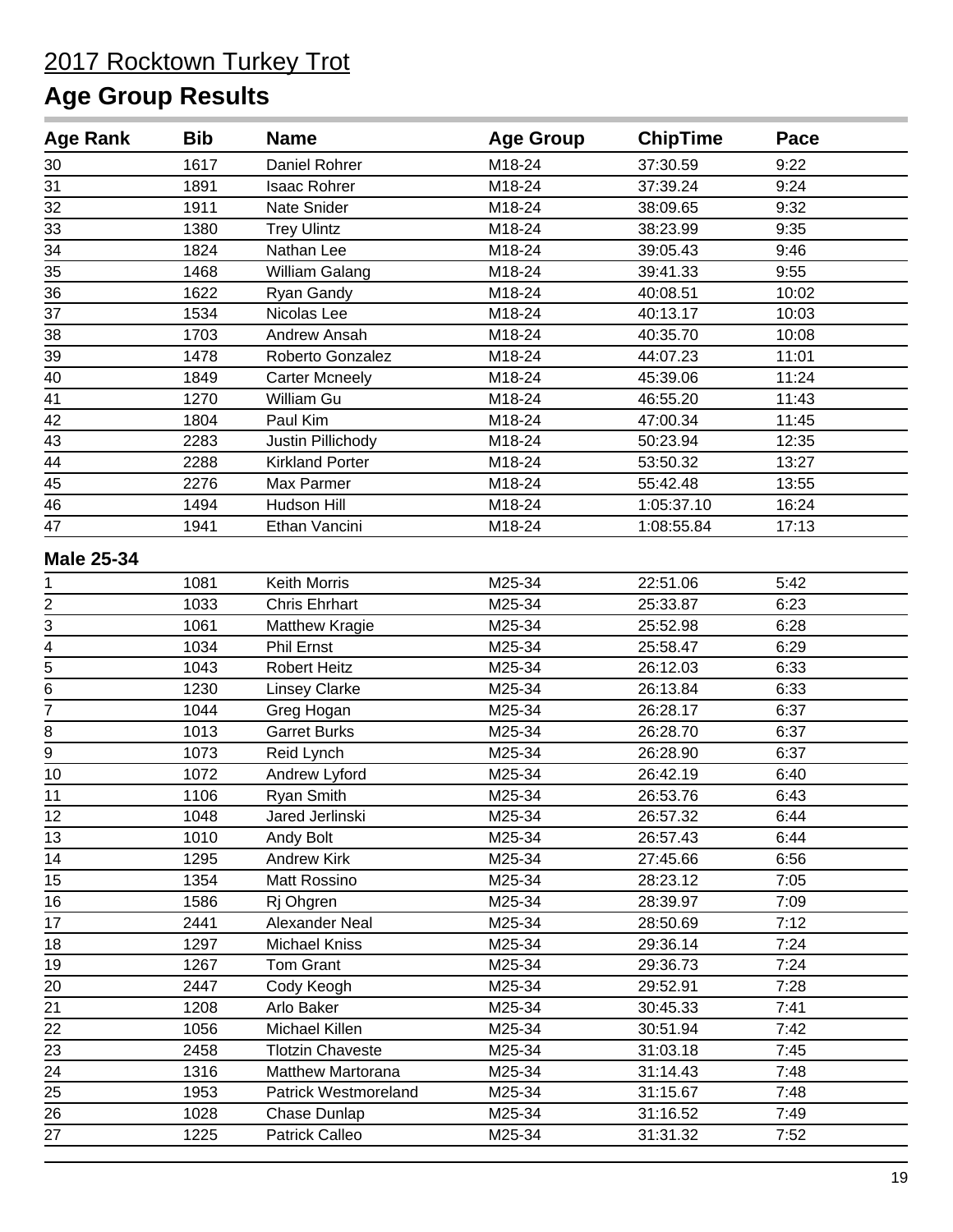# 2017 Rocktown Turkey Trot

## Age Group Results

| Age Rank | Bib | Name | Age Group | ChipTime | Pace |
|---|---|---|---|---|---|
| 30 | 1617 | Daniel Rohrer | M18-24 | 37:30.59 | 9:22 |
| 31 | 1891 | Isaac Rohrer | M18-24 | 37:39.24 | 9:24 |
| 32 | 1911 | Nate Snider | M18-24 | 38:09.65 | 9:32 |
| 33 | 1380 | Trey Ulintz | M18-24 | 38:23.99 | 9:35 |
| 34 | 1824 | Nathan Lee | M18-24 | 39:05.43 | 9:46 |
| 35 | 1468 | William Galang | M18-24 | 39:41.33 | 9:55 |
| 36 | 1622 | Ryan Gandy | M18-24 | 40:08.51 | 10:02 |
| 37 | 1534 | Nicolas Lee | M18-24 | 40:13.17 | 10:03 |
| 38 | 1703 | Andrew Ansah | M18-24 | 40:35.70 | 10:08 |
| 39 | 1478 | Roberto Gonzalez | M18-24 | 44:07.23 | 11:01 |
| 40 | 1849 | Carter Mcneely | M18-24 | 45:39.06 | 11:24 |
| 41 | 1270 | William Gu | M18-24 | 46:55.20 | 11:43 |
| 42 | 1804 | Paul Kim | M18-24 | 47:00.34 | 11:45 |
| 43 | 2283 | Justin Pillichody | M18-24 | 50:23.94 | 12:35 |
| 44 | 2288 | Kirkland Porter | M18-24 | 53:50.32 | 13:27 |
| 45 | 2276 | Max Parmer | M18-24 | 55:42.48 | 13:55 |
| 46 | 1494 | Hudson Hill | M18-24 | 1:05:37.10 | 16:24 |
| 47 | 1941 | Ethan Vancini | M18-24 | 1:08:55.84 | 17:13 |

**Male 25-34**

| Age Rank | Bib | Name | Age Group | ChipTime | Pace |
|---|---|---|---|---|---|
| 1 | 1081 | Keith Morris | M25-34 | 22:51.06 | 5:42 |
| 2 | 1033 | Chris Ehrhart | M25-34 | 25:33.87 | 6:23 |
| 3 | 1061 | Matthew Kragie | M25-34 | 25:52.98 | 6:28 |
| 4 | 1034 | Phil Ernst | M25-34 | 25:58.47 | 6:29 |
| 5 | 1043 | Robert Heitz | M25-34 | 26:12.03 | 6:33 |
| 6 | 1230 | Linsey Clarke | M25-34 | 26:13.84 | 6:33 |
| 7 | 1044 | Greg Hogan | M25-34 | 26:28.17 | 6:37 |
| 8 | 1013 | Garret Burks | M25-34 | 26:28.70 | 6:37 |
| 9 | 1073 | Reid Lynch | M25-34 | 26:28.90 | 6:37 |
| 10 | 1072 | Andrew Lyford | M25-34 | 26:42.19 | 6:40 |
| 11 | 1106 | Ryan Smith | M25-34 | 26:53.76 | 6:43 |
| 12 | 1048 | Jared Jerlinski | M25-34 | 26:57.32 | 6:44 |
| 13 | 1010 | Andy Bolt | M25-34 | 26:57.43 | 6:44 |
| 14 | 1295 | Andrew Kirk | M25-34 | 27:45.66 | 6:56 |
| 15 | 1354 | Matt Rossino | M25-34 | 28:23.12 | 7:05 |
| 16 | 1586 | Rj Ohgren | M25-34 | 28:39.97 | 7:09 |
| 17 | 2441 | Alexander Neal | M25-34 | 28:50.69 | 7:12 |
| 18 | 1297 | Michael Kniss | M25-34 | 29:36.14 | 7:24 |
| 19 | 1267 | Tom Grant | M25-34 | 29:36.73 | 7:24 |
| 20 | 2447 | Cody Keogh | M25-34 | 29:52.91 | 7:28 |
| 21 | 1208 | Arlo Baker | M25-34 | 30:45.33 | 7:41 |
| 22 | 1056 | Michael Killen | M25-34 | 30:51.94 | 7:42 |
| 23 | 2458 | Tlotzin Chaveste | M25-34 | 31:03.18 | 7:45 |
| 24 | 1316 | Matthew Martorana | M25-34 | 31:14.43 | 7:48 |
| 25 | 1953 | Patrick Westmoreland | M25-34 | 31:15.67 | 7:48 |
| 26 | 1028 | Chase Dunlap | M25-34 | 31:16.52 | 7:49 |
| 27 | 1225 | Patrick Calleo | M25-34 | 31:31.32 | 7:52 |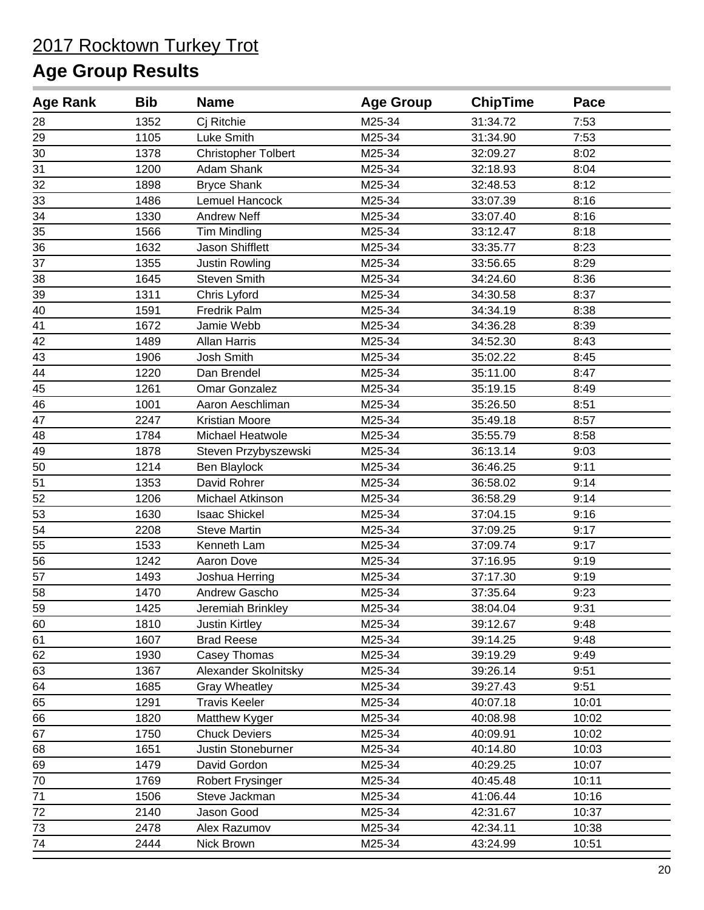# 2017 Rocktown Turkey Trot

## Age Group Results

| Age Rank | Bib | Name | Age Group | ChipTime | Pace |
|---|---|---|---|---|---|
| 28 | 1352 | Cj Ritchie | M25-34 | 31:34.72 | 7:53 |
| 29 | 1105 | Luke Smith | M25-34 | 31:34.90 | 7:53 |
| 30 | 1378 | Christopher Tolbert | M25-34 | 32:09.27 | 8:02 |
| 31 | 1200 | Adam Shank | M25-34 | 32:18.93 | 8:04 |
| 32 | 1898 | Bryce Shank | M25-34 | 32:48.53 | 8:12 |
| 33 | 1486 | Lemuel Hancock | M25-34 | 33:07.39 | 8:16 |
| 34 | 1330 | Andrew Neff | M25-34 | 33:07.40 | 8:16 |
| 35 | 1566 | Tim Mindling | M25-34 | 33:12.47 | 8:18 |
| 36 | 1632 | Jason Shifflett | M25-34 | 33:35.77 | 8:23 |
| 37 | 1355 | Justin Rowling | M25-34 | 33:56.65 | 8:29 |
| 38 | 1645 | Steven Smith | M25-34 | 34:24.60 | 8:36 |
| 39 | 1311 | Chris Lyford | M25-34 | 34:30.58 | 8:37 |
| 40 | 1591 | Fredrik Palm | M25-34 | 34:34.19 | 8:38 |
| 41 | 1672 | Jamie Webb | M25-34 | 34:36.28 | 8:39 |
| 42 | 1489 | Allan Harris | M25-34 | 34:52.30 | 8:43 |
| 43 | 1906 | Josh Smith | M25-34 | 35:02.22 | 8:45 |
| 44 | 1220 | Dan Brendel | M25-34 | 35:11.00 | 8:47 |
| 45 | 1261 | Omar Gonzalez | M25-34 | 35:19.15 | 8:49 |
| 46 | 1001 | Aaron Aeschliman | M25-34 | 35:26.50 | 8:51 |
| 47 | 2247 | Kristian Moore | M25-34 | 35:49.18 | 8:57 |
| 48 | 1784 | Michael Heatwole | M25-34 | 35:55.79 | 8:58 |
| 49 | 1878 | Steven Przybyszewski | M25-34 | 36:13.14 | 9:03 |
| 50 | 1214 | Ben Blaylock | M25-34 | 36:46.25 | 9:11 |
| 51 | 1353 | David Rohrer | M25-34 | 36:58.02 | 9:14 |
| 52 | 1206 | Michael Atkinson | M25-34 | 36:58.29 | 9:14 |
| 53 | 1630 | Isaac Shickel | M25-34 | 37:04.15 | 9:16 |
| 54 | 2208 | Steve Martin | M25-34 | 37:09.25 | 9:17 |
| 55 | 1533 | Kenneth Lam | M25-34 | 37:09.74 | 9:17 |
| 56 | 1242 | Aaron Dove | M25-34 | 37:16.95 | 9:19 |
| 57 | 1493 | Joshua Herring | M25-34 | 37:17.30 | 9:19 |
| 58 | 1470 | Andrew Gascho | M25-34 | 37:35.64 | 9:23 |
| 59 | 1425 | Jeremiah Brinkley | M25-34 | 38:04.04 | 9:31 |
| 60 | 1810 | Justin Kirtley | M25-34 | 39:12.67 | 9:48 |
| 61 | 1607 | Brad Reese | M25-34 | 39:14.25 | 9:48 |
| 62 | 1930 | Casey Thomas | M25-34 | 39:19.29 | 9:49 |
| 63 | 1367 | Alexander Skolnitsky | M25-34 | 39:26.14 | 9:51 |
| 64 | 1685 | Gray Wheatley | M25-34 | 39:27.43 | 9:51 |
| 65 | 1291 | Travis Keeler | M25-34 | 40:07.18 | 10:01 |
| 66 | 1820 | Matthew Kyger | M25-34 | 40:08.98 | 10:02 |
| 67 | 1750 | Chuck Deviers | M25-34 | 40:09.91 | 10:02 |
| 68 | 1651 | Justin Stoneburner | M25-34 | 40:14.80 | 10:03 |
| 69 | 1479 | David Gordon | M25-34 | 40:29.25 | 10:07 |
| 70 | 1769 | Robert Frysinger | M25-34 | 40:45.48 | 10:11 |
| 71 | 1506 | Steve Jackman | M25-34 | 41:06.44 | 10:16 |
| 72 | 2140 | Jason Good | M25-34 | 42:31.67 | 10:37 |
| 73 | 2478 | Alex Razumov | M25-34 | 42:34.11 | 10:38 |
| 74 | 2444 | Nick Brown | M25-34 | 43:24.99 | 10:51 |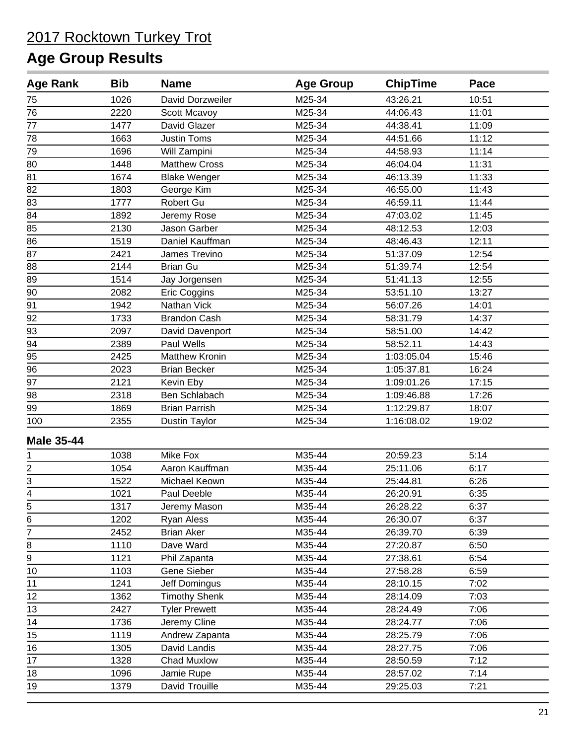# 2017 Rocktown Turkey Trot

## Age Group Results

| Age Rank | Bib | Name | Age Group | ChipTime | Pace |
|---|---|---|---|---|---|
| 75 | 1026 | David Dorzweiler | M25-34 | 43:26.21 | 10:51 |
| 76 | 2220 | Scott Mcavoy | M25-34 | 44:06.43 | 11:01 |
| 77 | 1477 | David Glazer | M25-34 | 44:38.41 | 11:09 |
| 78 | 1663 | Justin Toms | M25-34 | 44:51.66 | 11:12 |
| 79 | 1696 | Will Zampini | M25-34 | 44:58.93 | 11:14 |
| 80 | 1448 | Matthew Cross | M25-34 | 46:04.04 | 11:31 |
| 81 | 1674 | Blake Wenger | M25-34 | 46:13.39 | 11:33 |
| 82 | 1803 | George Kim | M25-34 | 46:55.00 | 11:43 |
| 83 | 1777 | Robert Gu | M25-34 | 46:59.11 | 11:44 |
| 84 | 1892 | Jeremy Rose | M25-34 | 47:03.02 | 11:45 |
| 85 | 2130 | Jason Garber | M25-34 | 48:12.53 | 12:03 |
| 86 | 1519 | Daniel Kauffman | M25-34 | 48:46.43 | 12:11 |
| 87 | 2421 | James Trevino | M25-34 | 51:37.09 | 12:54 |
| 88 | 2144 | Brian Gu | M25-34 | 51:39.74 | 12:54 |
| 89 | 1514 | Jay Jorgensen | M25-34 | 51:41.13 | 12:55 |
| 90 | 2082 | Eric Coggins | M25-34 | 53:51.10 | 13:27 |
| 91 | 1942 | Nathan Vick | M25-34 | 56:07.26 | 14:01 |
| 92 | 1733 | Brandon Cash | M25-34 | 58:31.79 | 14:37 |
| 93 | 2097 | David Davenport | M25-34 | 58:51.00 | 14:42 |
| 94 | 2389 | Paul Wells | M25-34 | 58:52.11 | 14:43 |
| 95 | 2425 | Matthew Kronin | M25-34 | 1:03:05.04 | 15:46 |
| 96 | 2023 | Brian Becker | M25-34 | 1:05:37.81 | 16:24 |
| 97 | 2121 | Kevin Eby | M25-34 | 1:09:01.26 | 17:15 |
| 98 | 2318 | Ben Schlabach | M25-34 | 1:09:46.88 | 17:26 |
| 99 | 1869 | Brian Parrish | M25-34 | 1:12:29.87 | 18:07 |
| 100 | 2355 | Dustin Taylor | M25-34 | 1:16:08.02 | 19:02 |

**Male 35-44**

| Age Rank | Bib | Name | Age Group | ChipTime | Pace |
|---|---|---|---|---|---|
| 1 | 1038 | Mike Fox | M35-44 | 20:59.23 | 5:14 |
| 2 | 1054 | Aaron Kauffman | M35-44 | 25:11.06 | 6:17 |
| 3 | 1522 | Michael Keown | M35-44 | 25:44.81 | 6:26 |
| 4 | 1021 | Paul Deeble | M35-44 | 26:20.91 | 6:35 |
| 5 | 1317 | Jeremy Mason | M35-44 | 26:28.22 | 6:37 |
| 6 | 1202 | Ryan Aless | M35-44 | 26:30.07 | 6:37 |
| 7 | 2452 | Brian Aker | M35-44 | 26:39.70 | 6:39 |
| 8 | 1110 | Dave Ward | M35-44 | 27:20.87 | 6:50 |
| 9 | 1121 | Phil Zapanta | M35-44 | 27:38.61 | 6:54 |
| 10 | 1103 | Gene Sieber | M35-44 | 27:58.28 | 6:59 |
| 11 | 1241 | Jeff Domingus | M35-44 | 28:10.15 | 7:02 |
| 12 | 1362 | Timothy Shenk | M35-44 | 28:14.09 | 7:03 |
| 13 | 2427 | Tyler Prewett | M35-44 | 28:24.49 | 7:06 |
| 14 | 1736 | Jeremy Cline | M35-44 | 28:24.77 | 7:06 |
| 15 | 1119 | Andrew Zapanta | M35-44 | 28:25.79 | 7:06 |
| 16 | 1305 | David Landis | M35-44 | 28:27.75 | 7:06 |
| 17 | 1328 | Chad Muxlow | M35-44 | 28:50.59 | 7:12 |
| 18 | 1096 | Jamie Rupe | M35-44 | 28:57.02 | 7:14 |
| 19 | 1379 | David Trouille | M35-44 | 29:25.03 | 7:21 |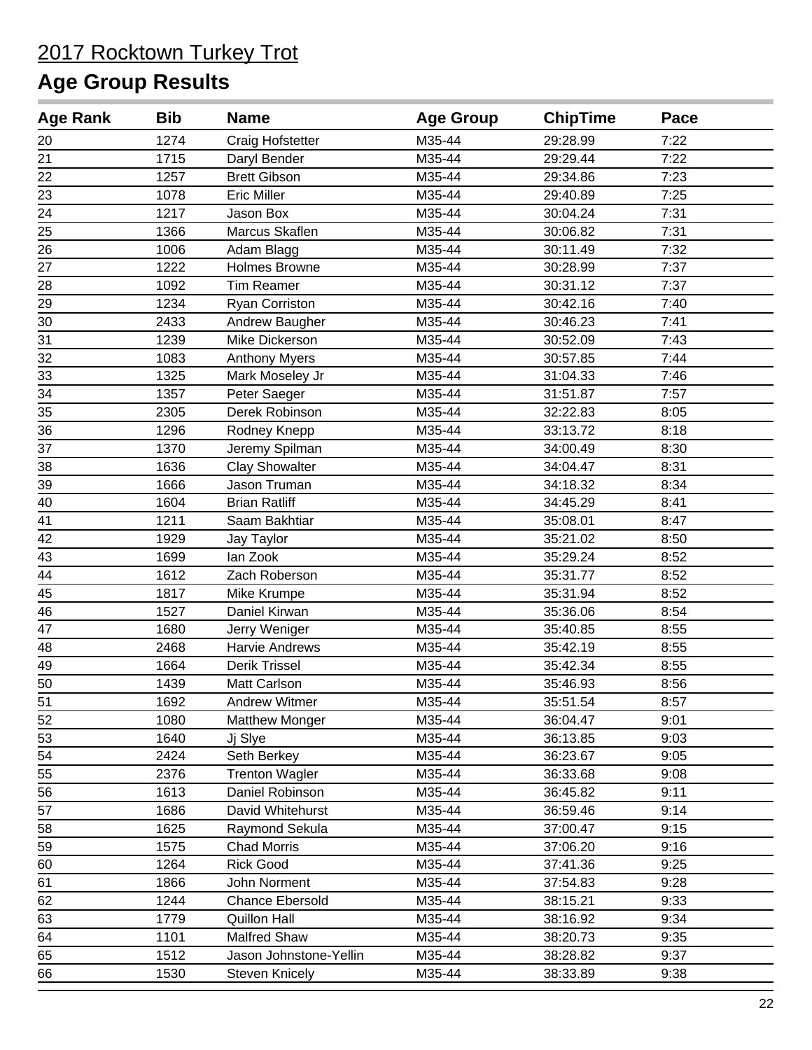# 2017 Rocktown Turkey Trot

## Age Group Results

| Age Rank | Bib | Name | Age Group | ChipTime | Pace |
|---|---|---|---|---|---|
| 20 | 1274 | Craig Hofstetter | M35-44 | 29:28.99 | 7:22 |
| 21 | 1715 | Daryl Bender | M35-44 | 29:29.44 | 7:22 |
| 22 | 1257 | Brett Gibson | M35-44 | 29:34.86 | 7:23 |
| 23 | 1078 | Eric Miller | M35-44 | 29:40.89 | 7:25 |
| 24 | 1217 | Jason Box | M35-44 | 30:04.24 | 7:31 |
| 25 | 1366 | Marcus Skaflen | M35-44 | 30:06.82 | 7:31 |
| 26 | 1006 | Adam Blagg | M35-44 | 30:11.49 | 7:32 |
| 27 | 1222 | Holmes Browne | M35-44 | 30:28.99 | 7:37 |
| 28 | 1092 | Tim Reamer | M35-44 | 30:31.12 | 7:37 |
| 29 | 1234 | Ryan Corriston | M35-44 | 30:42.16 | 7:40 |
| 30 | 2433 | Andrew Baugher | M35-44 | 30:46.23 | 7:41 |
| 31 | 1239 | Mike Dickerson | M35-44 | 30:52.09 | 7:43 |
| 32 | 1083 | Anthony Myers | M35-44 | 30:57.85 | 7:44 |
| 33 | 1325 | Mark Moseley Jr | M35-44 | 31:04.33 | 7:46 |
| 34 | 1357 | Peter Saeger | M35-44 | 31:51.87 | 7:57 |
| 35 | 2305 | Derek Robinson | M35-44 | 32:22.83 | 8:05 |
| 36 | 1296 | Rodney Knepp | M35-44 | 33:13.72 | 8:18 |
| 37 | 1370 | Jeremy Spilman | M35-44 | 34:00.49 | 8:30 |
| 38 | 1636 | Clay Showalter | M35-44 | 34:04.47 | 8:31 |
| 39 | 1666 | Jason Truman | M35-44 | 34:18.32 | 8:34 |
| 40 | 1604 | Brian Ratliff | M35-44 | 34:45.29 | 8:41 |
| 41 | 1211 | Saam Bakhtiar | M35-44 | 35:08.01 | 8:47 |
| 42 | 1929 | Jay Taylor | M35-44 | 35:21.02 | 8:50 |
| 43 | 1699 | Ian Zook | M35-44 | 35:29.24 | 8:52 |
| 44 | 1612 | Zach Roberson | M35-44 | 35:31.77 | 8:52 |
| 45 | 1817 | Mike Krumpe | M35-44 | 35:31.94 | 8:52 |
| 46 | 1527 | Daniel Kirwan | M35-44 | 35:36.06 | 8:54 |
| 47 | 1680 | Jerry Weniger | M35-44 | 35:40.85 | 8:55 |
| 48 | 2468 | Harvie Andrews | M35-44 | 35:42.19 | 8:55 |
| 49 | 1664 | Derik Trissel | M35-44 | 35:42.34 | 8:55 |
| 50 | 1439 | Matt Carlson | M35-44 | 35:46.93 | 8:56 |
| 51 | 1692 | Andrew Witmer | M35-44 | 35:51.54 | 8:57 |
| 52 | 1080 | Matthew Monger | M35-44 | 36:04.47 | 9:01 |
| 53 | 1640 | Jj Slye | M35-44 | 36:13.85 | 9:03 |
| 54 | 2424 | Seth Berkey | M35-44 | 36:23.67 | 9:05 |
| 55 | 2376 | Trenton Wagler | M35-44 | 36:33.68 | 9:08 |
| 56 | 1613 | Daniel Robinson | M35-44 | 36:45.82 | 9:11 |
| 57 | 1686 | David Whitehurst | M35-44 | 36:59.46 | 9:14 |
| 58 | 1625 | Raymond Sekula | M35-44 | 37:00.47 | 9:15 |
| 59 | 1575 | Chad Morris | M35-44 | 37:06.20 | 9:16 |
| 60 | 1264 | Rick Good | M35-44 | 37:41.36 | 9:25 |
| 61 | 1866 | John Norment | M35-44 | 37:54.83 | 9:28 |
| 62 | 1244 | Chance Ebersold | M35-44 | 38:15.21 | 9:33 |
| 63 | 1779 | Quillon Hall | M35-44 | 38:16.92 | 9:34 |
| 64 | 1101 | Malfred Shaw | M35-44 | 38:20.73 | 9:35 |
| 65 | 1512 | Jason Johnstone-Yellin | M35-44 | 38:28.82 | 9:37 |
| 66 | 1530 | Steven Knicely | M35-44 | 38:33.89 | 9:38 |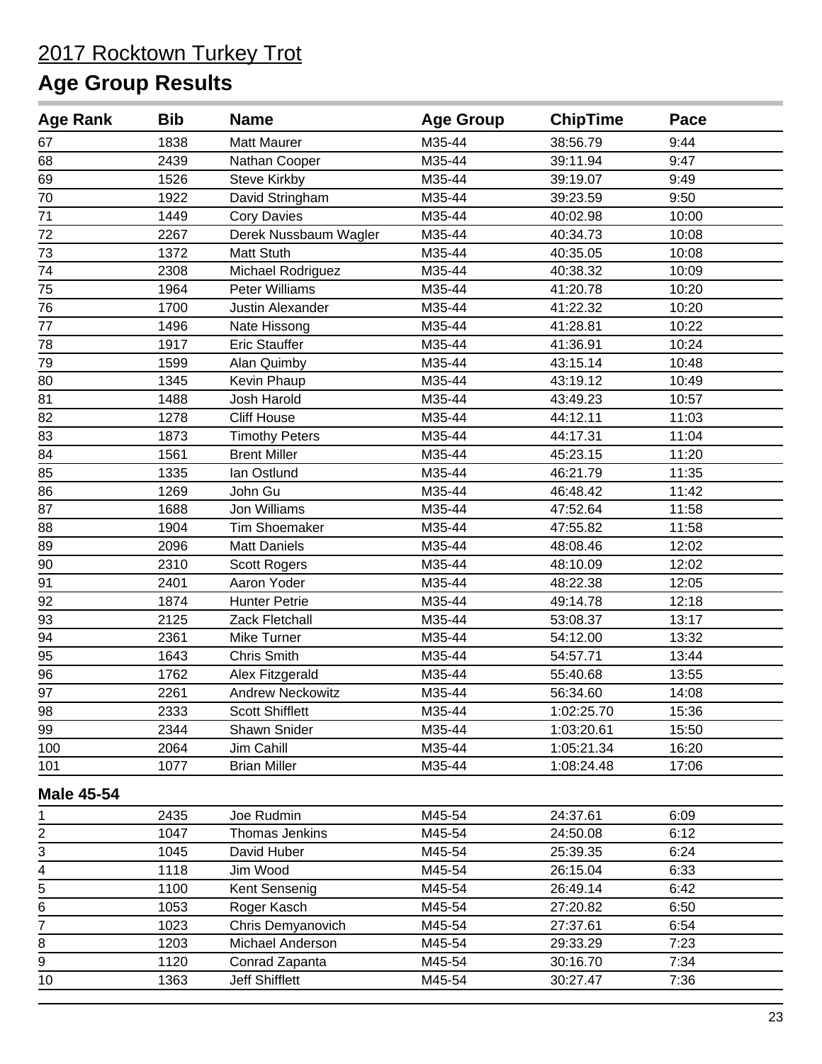# 2017 Rocktown Turkey Trot

## Age Group Results

| Age Rank | Bib | Name | Age Group | ChipTime | Pace |
|---|---|---|---|---|---|
| 67 | 1838 | Matt Maurer | M35-44 | 38:56.79 | 9:44 |
| 68 | 2439 | Nathan Cooper | M35-44 | 39:11.94 | 9:47 |
| 69 | 1526 | Steve Kirkby | M35-44 | 39:19.07 | 9:49 |
| 70 | 1922 | David Stringham | M35-44 | 39:23.59 | 9:50 |
| 71 | 1449 | Cory Davies | M35-44 | 40:02.98 | 10:00 |
| 72 | 2267 | Derek Nussbaum Wagler | M35-44 | 40:34.73 | 10:08 |
| 73 | 1372 | Matt Stuth | M35-44 | 40:35.05 | 10:08 |
| 74 | 2308 | Michael Rodriguez | M35-44 | 40:38.32 | 10:09 |
| 75 | 1964 | Peter Williams | M35-44 | 41:20.78 | 10:20 |
| 76 | 1700 | Justin Alexander | M35-44 | 41:22.32 | 10:20 |
| 77 | 1496 | Nate Hissong | M35-44 | 41:28.81 | 10:22 |
| 78 | 1917 | Eric Stauffer | M35-44 | 41:36.91 | 10:24 |
| 79 | 1599 | Alan Quimby | M35-44 | 43:15.14 | 10:48 |
| 80 | 1345 | Kevin Phaup | M35-44 | 43:19.12 | 10:49 |
| 81 | 1488 | Josh Harold | M35-44 | 43:49.23 | 10:57 |
| 82 | 1278 | Cliff House | M35-44 | 44:12.11 | 11:03 |
| 83 | 1873 | Timothy Peters | M35-44 | 44:17.31 | 11:04 |
| 84 | 1561 | Brent Miller | M35-44 | 45:23.15 | 11:20 |
| 85 | 1335 | Ian Ostlund | M35-44 | 46:21.79 | 11:35 |
| 86 | 1269 | John Gu | M35-44 | 46:48.42 | 11:42 |
| 87 | 1688 | Jon Williams | M35-44 | 47:52.64 | 11:58 |
| 88 | 1904 | Tim Shoemaker | M35-44 | 47:55.82 | 11:58 |
| 89 | 2096 | Matt Daniels | M35-44 | 48:08.46 | 12:02 |
| 90 | 2310 | Scott Rogers | M35-44 | 48:10.09 | 12:02 |
| 91 | 2401 | Aaron Yoder | M35-44 | 48:22.38 | 12:05 |
| 92 | 1874 | Hunter Petrie | M35-44 | 49:14.78 | 12:18 |
| 93 | 2125 | Zack Fletchall | M35-44 | 53:08.37 | 13:17 |
| 94 | 2361 | Mike Turner | M35-44 | 54:12.00 | 13:32 |
| 95 | 1643 | Chris Smith | M35-44 | 54:57.71 | 13:44 |
| 96 | 1762 | Alex Fitzgerald | M35-44 | 55:40.68 | 13:55 |
| 97 | 2261 | Andrew Neckowitz | M35-44 | 56:34.60 | 14:08 |
| 98 | 2333 | Scott Shifflett | M35-44 | 1:02:25.70 | 15:36 |
| 99 | 2344 | Shawn Snider | M35-44 | 1:03:20.61 | 15:50 |
| 100 | 2064 | Jim Cahill | M35-44 | 1:05:21.34 | 16:20 |
| 101 | 1077 | Brian Miller | M35-44 | 1:08:24.48 | 17:06 |

**Male 45-54**

| Age Rank | Bib | Name | Age Group | ChipTime | Pace |
|---|---|---|---|---|---|
| 1 | 2435 | Joe Rudmin | M45-54 | 24:37.61 | 6:09 |
| 2 | 1047 | Thomas Jenkins | M45-54 | 24:50.08 | 6:12 |
| 3 | 1045 | David Huber | M45-54 | 25:39.35 | 6:24 |
| 4 | 1118 | Jim Wood | M45-54 | 26:15.04 | 6:33 |
| 5 | 1100 | Kent Sensenig | M45-54 | 26:49.14 | 6:42 |
| 6 | 1053 | Roger Kasch | M45-54 | 27:20.82 | 6:50 |
| 7 | 1023 | Chris Demyanovich | M45-54 | 27:37.61 | 6:54 |
| 8 | 1203 | Michael Anderson | M45-54 | 29:33.29 | 7:23 |
| 9 | 1120 | Conrad Zapanta | M45-54 | 30:16.70 | 7:34 |
| 10 | 1363 | Jeff Shifflett | M45-54 | 30:27.47 | 7:36 |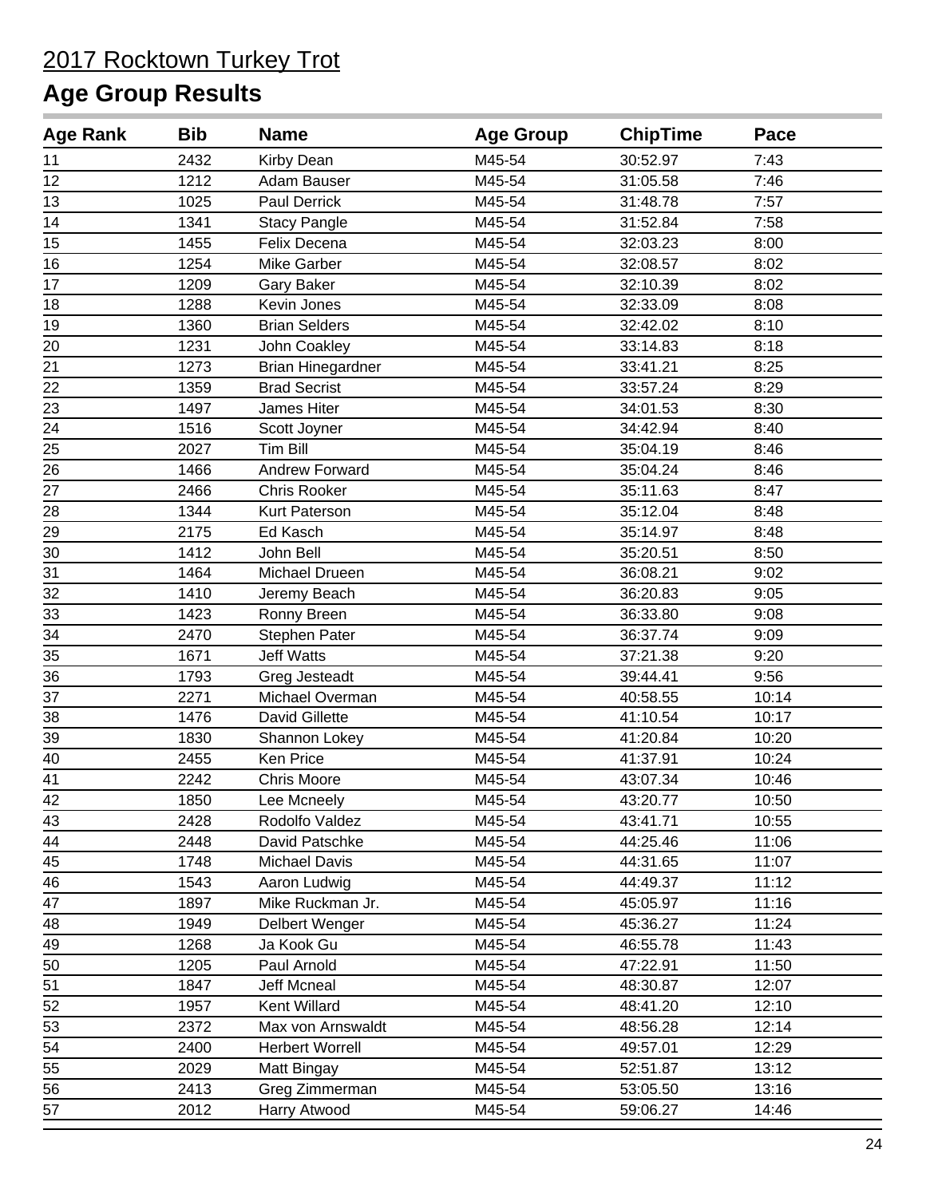# 2017 Rocktown Turkey Trot

## Age Group Results

| Age Rank | Bib | Name | Age Group | ChipTime | Pace |
|---|---|---|---|---|---|
| 11 | 2432 | Kirby Dean | M45-54 | 30:52.97 | 7:43 |
| 12 | 1212 | Adam Bauser | M45-54 | 31:05.58 | 7:46 |
| 13 | 1025 | Paul Derrick | M45-54 | 31:48.78 | 7:57 |
| 14 | 1341 | Stacy Pangle | M45-54 | 31:52.84 | 7:58 |
| 15 | 1455 | Felix Decena | M45-54 | 32:03.23 | 8:00 |
| 16 | 1254 | Mike Garber | M45-54 | 32:08.57 | 8:02 |
| 17 | 1209 | Gary Baker | M45-54 | 32:10.39 | 8:02 |
| 18 | 1288 | Kevin Jones | M45-54 | 32:33.09 | 8:08 |
| 19 | 1360 | Brian Selders | M45-54 | 32:42.02 | 8:10 |
| 20 | 1231 | John Coakley | M45-54 | 33:14.83 | 8:18 |
| 21 | 1273 | Brian Hinegardner | M45-54 | 33:41.21 | 8:25 |
| 22 | 1359 | Brad Secrist | M45-54 | 33:57.24 | 8:29 |
| 23 | 1497 | James Hiter | M45-54 | 34:01.53 | 8:30 |
| 24 | 1516 | Scott Joyner | M45-54 | 34:42.94 | 8:40 |
| 25 | 2027 | Tim Bill | M45-54 | 35:04.19 | 8:46 |
| 26 | 1466 | Andrew Forward | M45-54 | 35:04.24 | 8:46 |
| 27 | 2466 | Chris Rooker | M45-54 | 35:11.63 | 8:47 |
| 28 | 1344 | Kurt Paterson | M45-54 | 35:12.04 | 8:48 |
| 29 | 2175 | Ed Kasch | M45-54 | 35:14.97 | 8:48 |
| 30 | 1412 | John Bell | M45-54 | 35:20.51 | 8:50 |
| 31 | 1464 | Michael Drueen | M45-54 | 36:08.21 | 9:02 |
| 32 | 1410 | Jeremy Beach | M45-54 | 36:20.83 | 9:05 |
| 33 | 1423 | Ronny Breen | M45-54 | 36:33.80 | 9:08 |
| 34 | 2470 | Stephen Pater | M45-54 | 36:37.74 | 9:09 |
| 35 | 1671 | Jeff Watts | M45-54 | 37:21.38 | 9:20 |
| 36 | 1793 | Greg Jesteadt | M45-54 | 39:44.41 | 9:56 |
| 37 | 2271 | Michael Overman | M45-54 | 40:58.55 | 10:14 |
| 38 | 1476 | David Gillette | M45-54 | 41:10.54 | 10:17 |
| 39 | 1830 | Shannon Lokey | M45-54 | 41:20.84 | 10:20 |
| 40 | 2455 | Ken Price | M45-54 | 41:37.91 | 10:24 |
| 41 | 2242 | Chris Moore | M45-54 | 43:07.34 | 10:46 |
| 42 | 1850 | Lee Mcneely | M45-54 | 43:20.77 | 10:50 |
| 43 | 2428 | Rodolfo Valdez | M45-54 | 43:41.71 | 10:55 |
| 44 | 2448 | David Patschke | M45-54 | 44:25.46 | 11:06 |
| 45 | 1748 | Michael Davis | M45-54 | 44:31.65 | 11:07 |
| 46 | 1543 | Aaron Ludwig | M45-54 | 44:49.37 | 11:12 |
| 47 | 1897 | Mike Ruckman Jr. | M45-54 | 45:05.97 | 11:16 |
| 48 | 1949 | Delbert Wenger | M45-54 | 45:36.27 | 11:24 |
| 49 | 1268 | Ja Kook Gu | M45-54 | 46:55.78 | 11:43 |
| 50 | 1205 | Paul Arnold | M45-54 | 47:22.91 | 11:50 |
| 51 | 1847 | Jeff Mcneal | M45-54 | 48:30.87 | 12:07 |
| 52 | 1957 | Kent Willard | M45-54 | 48:41.20 | 12:10 |
| 53 | 2372 | Max von Arnswaldt | M45-54 | 48:56.28 | 12:14 |
| 54 | 2400 | Herbert Worrell | M45-54 | 49:57.01 | 12:29 |
| 55 | 2029 | Matt Bingay | M45-54 | 52:51.87 | 13:12 |
| 56 | 2413 | Greg Zimmerman | M45-54 | 53:05.50 | 13:16 |
| 57 | 2012 | Harry Atwood | M45-54 | 59:06.27 | 14:46 |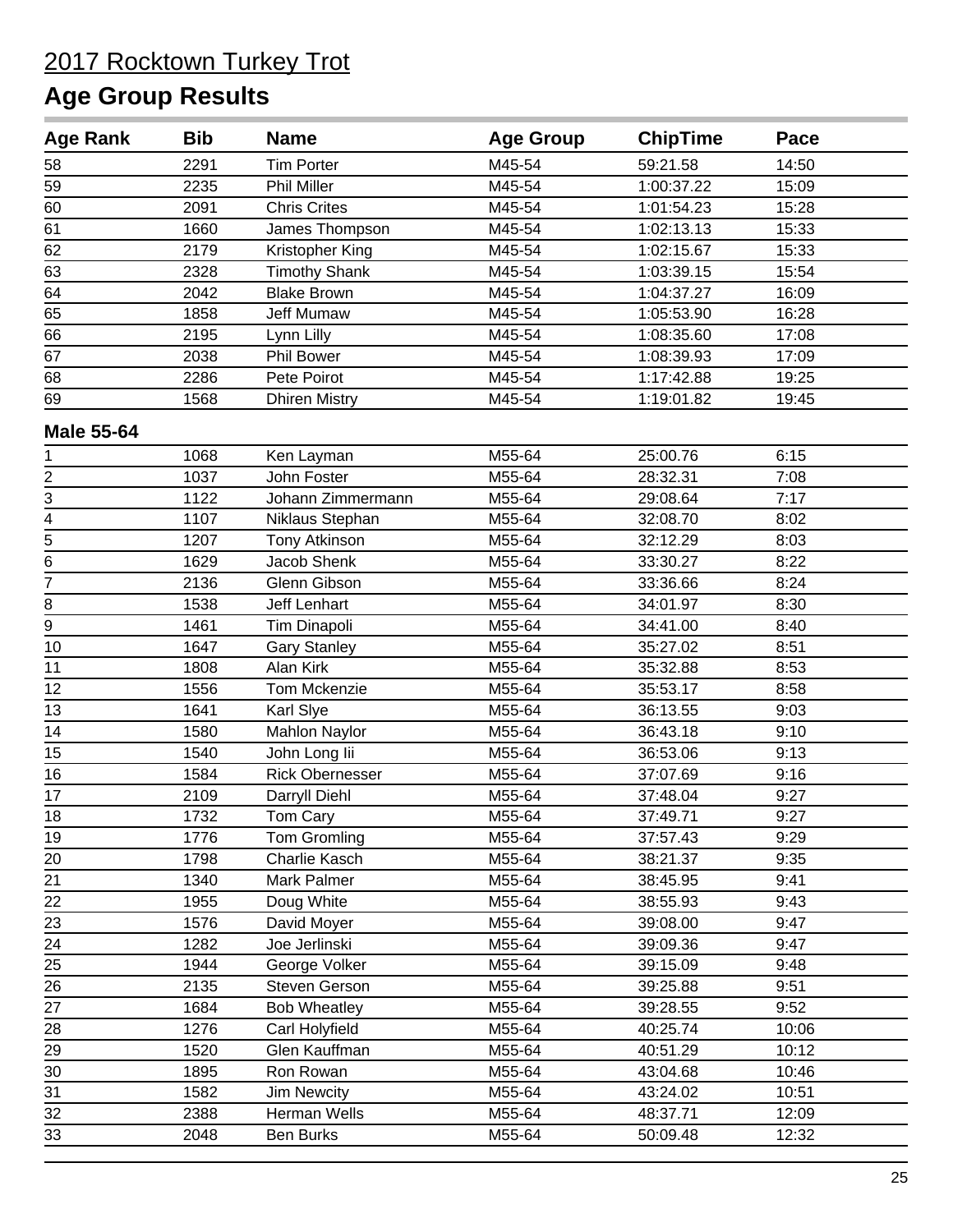2017 Rocktown Turkey Trot

# Age Group Results

| Age Rank | Bib | Name | Age Group | ChipTime | Pace |
|---|---|---|---|---|---|
| 58 | 2291 | Tim Porter | M45-54 | 59:21.58 | 14:50 |
| 59 | 2235 | Phil Miller | M45-54 | 1:00:37.22 | 15:09 |
| 60 | 2091 | Chris Crites | M45-54 | 1:01:54.23 | 15:28 |
| 61 | 1660 | James Thompson | M45-54 | 1:02:13.13 | 15:33 |
| 62 | 2179 | Kristopher King | M45-54 | 1:02:15.67 | 15:33 |
| 63 | 2328 | Timothy Shank | M45-54 | 1:03:39.15 | 15:54 |
| 64 | 2042 | Blake Brown | M45-54 | 1:04:37.27 | 16:09 |
| 65 | 1858 | Jeff Mumaw | M45-54 | 1:05:53.90 | 16:28 |
| 66 | 2195 | Lynn Lilly | M45-54 | 1:08:35.60 | 17:08 |
| 67 | 2038 | Phil Bower | M45-54 | 1:08:39.93 | 17:09 |
| 68 | 2286 | Pete Poirot | M45-54 | 1:17:42.88 | 19:25 |
| 69 | 1568 | Dhiren Mistry | M45-54 | 1:19:01.82 | 19:45 |

**Male 55-64**

| Age Rank | Bib | Name | Age Group | ChipTime | Pace |
|---|---|---|---|---|---|
| 1 | 1068 | Ken Layman | M55-64 | 25:00.76 | 6:15 |
| 2 | 1037 | John Foster | M55-64 | 28:32.31 | 7:08 |
| 3 | 1122 | Johann Zimmermann | M55-64 | 29:08.64 | 7:17 |
| 4 | 1107 | Niklaus Stephan | M55-64 | 32:08.70 | 8:02 |
| 5 | 1207 | Tony Atkinson | M55-64 | 32:12.29 | 8:03 |
| 6 | 1629 | Jacob Shenk | M55-64 | 33:30.27 | 8:22 |
| 7 | 2136 | Glenn Gibson | M55-64 | 33:36.66 | 8:24 |
| 8 | 1538 | Jeff Lenhart | M55-64 | 34:01.97 | 8:30 |
| 9 | 1461 | Tim Dinapoli | M55-64 | 34:41.00 | 8:40 |
| 10 | 1647 | Gary Stanley | M55-64 | 35:27.02 | 8:51 |
| 11 | 1808 | Alan Kirk | M55-64 | 35:32.88 | 8:53 |
| 12 | 1556 | Tom Mckenzie | M55-64 | 35:53.17 | 8:58 |
| 13 | 1641 | Karl Slye | M55-64 | 36:13.55 | 9:03 |
| 14 | 1580 | Mahlon Naylor | M55-64 | 36:43.18 | 9:10 |
| 15 | 1540 | John Long Iii | M55-64 | 36:53.06 | 9:13 |
| 16 | 1584 | Rick Obernesser | M55-64 | 37:07.69 | 9:16 |
| 17 | 2109 | Darryll Diehl | M55-64 | 37:48.04 | 9:27 |
| 18 | 1732 | Tom Cary | M55-64 | 37:49.71 | 9:27 |
| 19 | 1776 | Tom Gromling | M55-64 | 37:57.43 | 9:29 |
| 20 | 1798 | Charlie Kasch | M55-64 | 38:21.37 | 9:35 |
| 21 | 1340 | Mark Palmer | M55-64 | 38:45.95 | 9:41 |
| 22 | 1955 | Doug White | M55-64 | 38:55.93 | 9:43 |
| 23 | 1576 | David Moyer | M55-64 | 39:08.00 | 9:47 |
| 24 | 1282 | Joe Jerlinski | M55-64 | 39:09.36 | 9:47 |
| 25 | 1944 | George Volker | M55-64 | 39:15.09 | 9:48 |
| 26 | 2135 | Steven Gerson | M55-64 | 39:25.88 | 9:51 |
| 27 | 1684 | Bob Wheatley | M55-64 | 39:28.55 | 9:52 |
| 28 | 1276 | Carl Holyfield | M55-64 | 40:25.74 | 10:06 |
| 29 | 1520 | Glen Kauffman | M55-64 | 40:51.29 | 10:12 |
| 30 | 1895 | Ron Rowan | M55-64 | 43:04.68 | 10:46 |
| 31 | 1582 | Jim Newcity | M55-64 | 43:24.02 | 10:51 |
| 32 | 2388 | Herman Wells | M55-64 | 48:37.71 | 12:09 |
| 33 | 2048 | Ben Burks | M55-64 | 50:09.48 | 12:32 |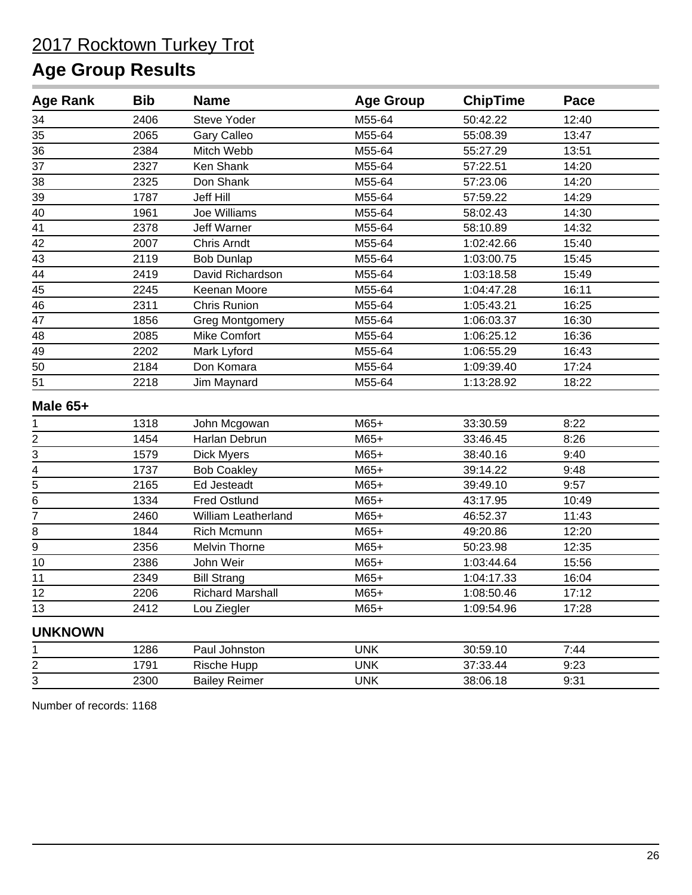2017 Rocktown Turkey Trot

# Age Group Results

| Age Rank | Bib | Name | Age Group | ChipTime | Pace |
|---|---|---|---|---|---|
| 34 | 2406 | Steve Yoder | M55-64 | 50:42.22 | 12:40 |
| 35 | 2065 | Gary Calleo | M55-64 | 55:08.39 | 13:47 |
| 36 | 2384 | Mitch Webb | M55-64 | 55:27.29 | 13:51 |
| 37 | 2327 | Ken Shank | M55-64 | 57:22.51 | 14:20 |
| 38 | 2325 | Don Shank | M55-64 | 57:23.06 | 14:20 |
| 39 | 1787 | Jeff Hill | M55-64 | 57:59.22 | 14:29 |
| 40 | 1961 | Joe Williams | M55-64 | 58:02.43 | 14:30 |
| 41 | 2378 | Jeff Warner | M55-64 | 58:10.89 | 14:32 |
| 42 | 2007 | Chris Arndt | M55-64 | 1:02:42.66 | 15:40 |
| 43 | 2119 | Bob Dunlap | M55-64 | 1:03:00.75 | 15:45 |
| 44 | 2419 | David Richardson | M55-64 | 1:03:18.58 | 15:49 |
| 45 | 2245 | Keenan Moore | M55-64 | 1:04:47.28 | 16:11 |
| 46 | 2311 | Chris Runion | M55-64 | 1:05:43.21 | 16:25 |
| 47 | 1856 | Greg Montgomery | M55-64 | 1:06:03.37 | 16:30 |
| 48 | 2085 | Mike Comfort | M55-64 | 1:06:25.12 | 16:36 |
| 49 | 2202 | Mark Lyford | M55-64 | 1:06:55.29 | 16:43 |
| 50 | 2184 | Don Komara | M55-64 | 1:09:39.40 | 17:24 |
| 51 | 2218 | Jim Maynard | M55-64 | 1:13:28.92 | 18:22 |

**Male 65+**

| Age Rank | Bib | Name | Age Group | ChipTime | Pace |
|---|---|---|---|---|---|
| 1 | 1318 | John Mcgowan | M65+ | 33:30.59 | 8:22 |
| 2 | 1454 | Harlan Debrun | M65+ | 33:46.45 | 8:26 |
| 3 | 1579 | Dick Myers | M65+ | 38:40.16 | 9:40 |
| 4 | 1737 | Bob Coakley | M65+ | 39:14.22 | 9:48 |
| 5 | 2165 | Ed Jesteadt | M65+ | 39:49.10 | 9:57 |
| 6 | 1334 | Fred Ostlund | M65+ | 43:17.95 | 10:49 |
| 7 | 2460 | William Leatherland | M65+ | 46:52.37 | 11:43 |
| 8 | 1844 | Rich Mcmunn | M65+ | 49:20.86 | 12:20 |
| 9 | 2356 | Melvin Thorne | M65+ | 50:23.98 | 12:35 |
| 10 | 2386 | John Weir | M65+ | 1:03:44.64 | 15:56 |
| 11 | 2349 | Bill Strang | M65+ | 1:04:17.33 | 16:04 |
| 12 | 2206 | Richard Marshall | M65+ | 1:08:50.46 | 17:12 |
| 13 | 2412 | Lou Ziegler | M65+ | 1:09:54.96 | 17:28 |

**UNKNOWN**

| Age Rank | Bib | Name | Age Group | ChipTime | Pace |
|---|---|---|---|---|---|
| 1 | 1286 | Paul Johnston | UNK | 30:59.10 | 7:44 |
| 2 | 1791 | Rische Hupp | UNK | 37:33.44 | 9:23 |
| 3 | 2300 | Bailey Reimer | UNK | 38:06.18 | 9:31 |

Number of records: 1168